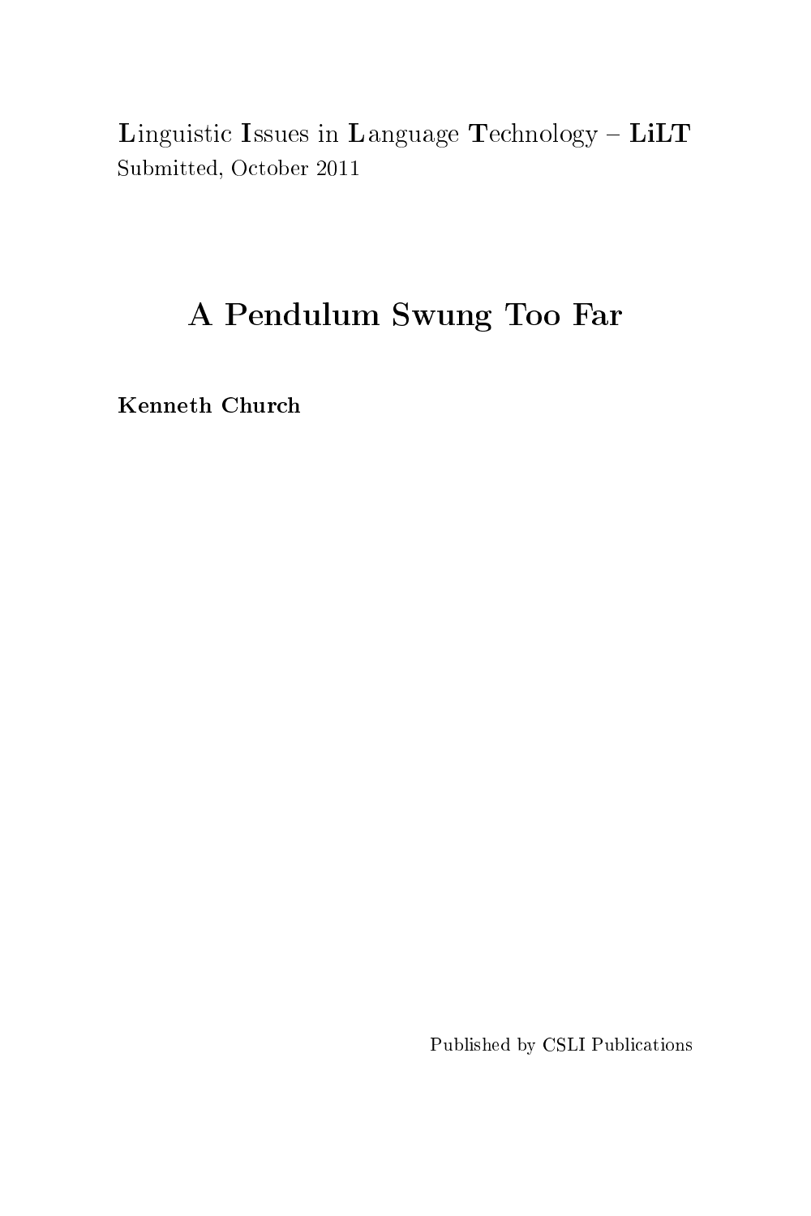**L**inguistic **I**ssues in **L**anguage **T**echnology – **LiLT**
Submitted, October 2011

# A Pendulum Swung Too Far

**Kenneth Church**

Published by CSLI Publications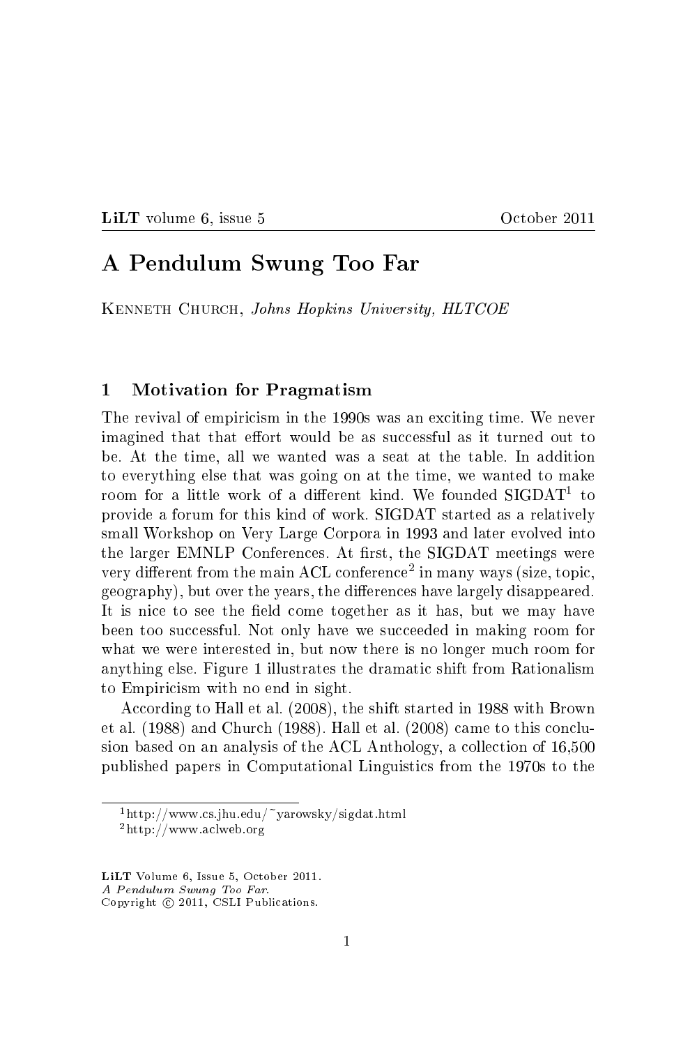# A Pendulum Swung Too Far

Kenneth Church, *Johns Hopkins University, HLTCOE*

## 1 Motivation for Pragmatism

The revival of empiricism in the 1990s was an exciting time. We never imagined that that effort would be as successful as it turned out to be. At the time, all we wanted was a seat at the table. In addition to everything else that was going on at the time, we wanted to make room for a little work of a different kind. We founded SIGDAT[1] to provide a forum for this kind of work. SIGDAT started as a relatively small Workshop on Very Large Corpora in 1993 and later evolved into the larger EMNLP Conferences. At first, the SIGDAT meetings were very different from the main ACL conference[2] in many ways (size, topic, geography), but over the years, the differences have largely disappeared. It is nice to see the field come together as it has, but we may have been too successful. Not only have we succeeded in making room for what we were interested in, but now there is no longer much room for anything else. Figure 1 illustrates the dramatic shift from Rationalism to Empiricism with no end in sight.

According to Hall et al. (2008), the shift started in 1988 with Brown et al. (1988) and Church (1988). Hall et al. (2008) came to this conclusion based on an analysis of the ACL Anthology, a collection of 16,500 published papers in Computational Linguistics from the 1970s to the

[1] http://www.cs.jhu.edu/~yarowsky/sigdat.html

[2] http://www.aclweb.org

**LiLT** Volume 6, Issue 5, October 2011.
*A Pendulum Swung Too Far.*
Copyright © 2011, CSLI Publications.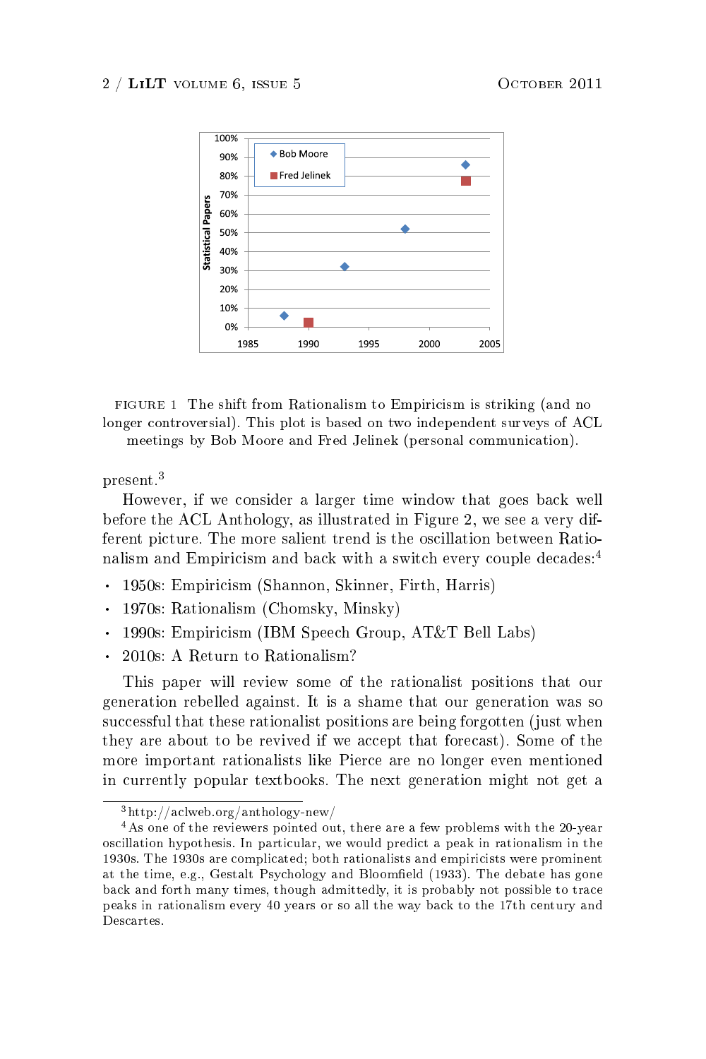FIGURE 1 The shift from Rationalism to Empiricism is striking (and no longer controversial). This plot is based on two independent surveys of ACL meetings by Bob Moore and Fred Jelinek (personal communication).

present.[3]

However, if we consider a larger time window that goes back well before the ACL Anthology, as illustrated in Figure 2, we see a very different picture. The more salient trend is the oscillation between Rationalism and Empiricism and back with a switch every couple decades:[4]

- 1950s: Empiricism (Shannon, Skinner, Firth, Harris)
- 1970s: Rationalism (Chomsky, Minsky)
- 1990s: Empiricism (IBM Speech Group, AT&T Bell Labs)
- 2010s: A Return to Rationalism?

This paper will review some of the rationalist positions that our generation rebelled against. It is a shame that our generation was so successful that these rationalist positions are being forgotten (just when they are about to be revived if we accept that forecast). Some of the more important rationalists like Pierce are no longer even mentioned in currently popular textbooks. The next generation might not get a

---

[3] http://aclweb.org/anthology-new/

[4] As one of the reviewers pointed out, there are a few problems with the 20-year oscillation hypothesis. In particular, we would predict a peak in rationalism in the 1930s. The 1930s are complicated; both rationalists and empiricists were prominent at the time, e.g., Gestalt Psychology and Bloomfield (1933). The debate has gone back and forth many times, though admittedly, it is probably not possible to trace peaks in rationalism every 40 years or so all the way back to the 17th century and Descartes.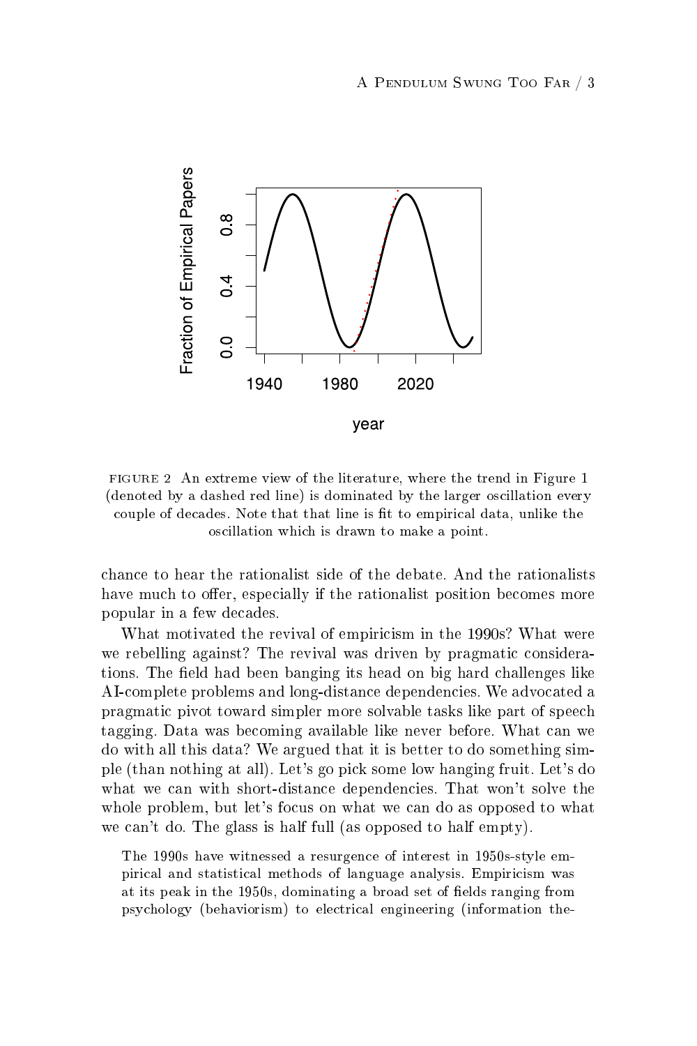FIGURE 2 An extreme view of the literature, where the trend in Figure 1 (denoted by a dashed red line) is dominated by the larger oscillation every couple of decades. Note that that line is fit to empirical data, unlike the oscillation which is drawn to make a point.

chance to hear the rationalist side of the debate. And the rationalists have much to offer, especially if the rationalist position becomes more popular in a few decades.

What motivated the revival of empiricism in the 1990s? What were we rebelling against? The revival was driven by pragmatic considerations. The field had been banging its head on big hard challenges like AI-complete problems and long-distance dependencies. We advocated a pragmatic pivot toward simpler more solvable tasks like part of speech tagging. Data was becoming available like never before. What can we do with all this data? We argued that it is better to do something simple (than nothing at all). Let's go pick some low hanging fruit. Let's do what we can with short-distance dependencies. That won't solve the whole problem, but let's focus on what we can do as opposed to what we can't do. The glass is half full (as opposed to half empty).

> The 1990s have witnessed a resurgence of interest in 1950s-style empirical and statistical methods of language analysis. Empiricism was at its peak in the 1950s, dominating a broad set of fields ranging from psychology (behaviorism) to electrical engineering (information the-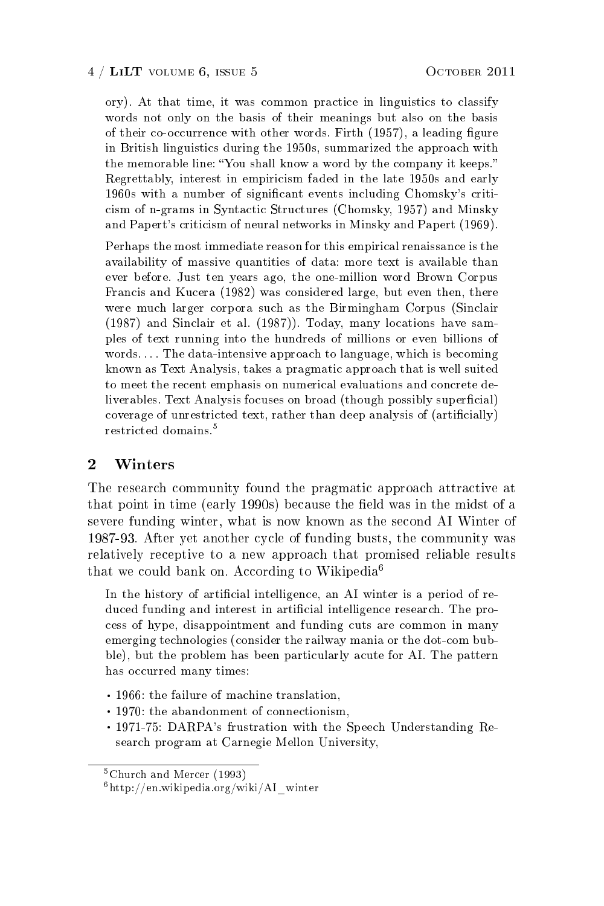ory). At that time, it was common practice in linguistics to classify words not only on the basis of their meanings but also on the basis of their co-occurrence with other words. Firth (1957), a leading figure in British linguistics during the 1950s, summarized the approach with the memorable line: "You shall know a word by the company it keeps." Regrettably, interest in empiricism faded in the late 1950s and early 1960s with a number of significant events including Chomsky's criticism of n-grams in Syntactic Structures (Chomsky, 1957) and Minsky and Papert's criticism of neural networks in Minsky and Papert (1969).

> Perhaps the most immediate reason for this empirical renaissance is the availability of massive quantities of data: more text is available than ever before. Just ten years ago, the one-million word Brown Corpus Francis and Kucera (1982) was considered large, but even then, there were much larger corpora such as the Birmingham Corpus (Sinclair (1987) and Sinclair et al. (1987)). Today, many locations have samples of text running into the hundreds of millions or even billions of words. . . . The data-intensive approach to language, which is becoming known as Text Analysis, takes a pragmatic approach that is well suited to meet the recent emphasis on numerical evaluations and concrete deliverables. Text Analysis focuses on broad (though possibly superficial) coverage of unrestricted text, rather than deep analysis of (artificially) restricted domains.[5]

## 2 Winters

The research community found the pragmatic approach attractive at that point in time (early 1990s) because the field was in the midst of a severe funding winter, what is now known as the second AI Winter of 1987-93. After yet another cycle of funding busts, the community was relatively receptive to a new approach that promised reliable results that we could bank on. According to Wikipedia[6]

> In the history of artificial intelligence, an AI winter is a period of reduced funding and interest in artificial intelligence research. The process of hype, disappointment and funding cuts are common in many emerging technologies (consider the railway mania or the dot-com bubble), but the problem has been particularly acute for AI. The pattern has occurred many times:
>
> - 1966: the failure of machine translation,
> - 1970: the abandonment of connectionism,
> - 1971-75: DARPA's frustration with the Speech Understanding Research program at Carnegie Mellon University,

[5] Church and Mercer (1993)

[6] http://en.wikipedia.org/wiki/AI_winter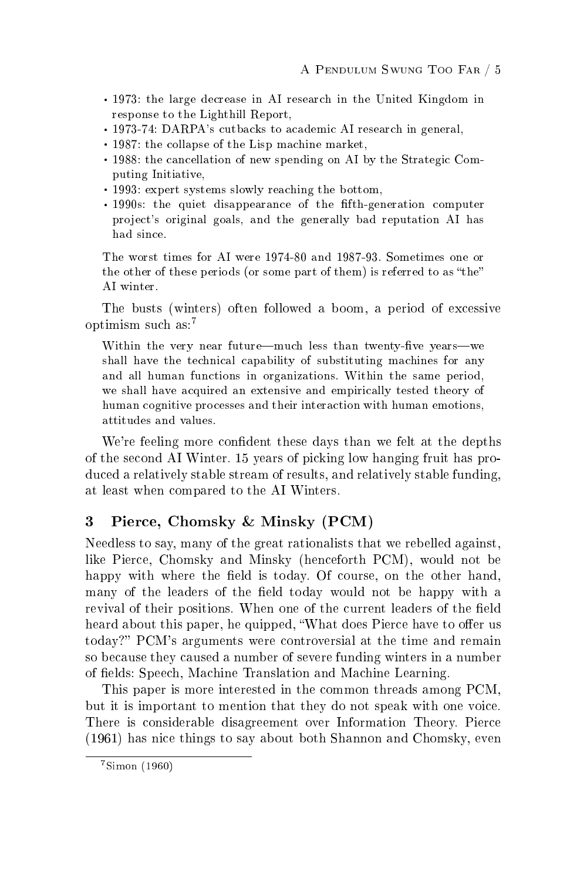- 1973: the large decrease in AI research in the United Kingdom in response to the Lighthill Report,
- 1973-74: DARPA's cutbacks to academic AI research in general,
- 1987: the collapse of the Lisp machine market,
- 1988: the cancellation of new spending on AI by the Strategic Computing Initiative,
- 1993: expert systems slowly reaching the bottom,
- 1990s: the quiet disappearance of the fifth-generation computer project's original goals, and the generally bad reputation AI has had since.

> The worst times for AI were 1974-80 and 1987-93. Sometimes one or the other of these periods (or some part of them) is referred to as "the" AI winter.

The busts (winters) often followed a boom, a period of excessive optimism such as:[7]

> Within the very near future—much less than twenty-five years—we shall have the technical capability of substituting machines for any and all human functions in organizations. Within the same period, we shall have acquired an extensive and empirically tested theory of human cognitive processes and their interaction with human emotions, attitudes and values.

We're feeling more confident these days than we felt at the depths of the second AI Winter. 15 years of picking low hanging fruit has produced a relatively stable stream of results, and relatively stable funding, at least when compared to the AI Winters.

## 3 Pierce, Chomsky & Minsky (PCM)

Needless to say, many of the great rationalists that we rebelled against, like Pierce, Chomsky and Minsky (henceforth PCM), would not be happy with where the field is today. Of course, on the other hand, many of the leaders of the field today would not be happy with a revival of their positions. When one of the current leaders of the field heard about this paper, he quipped, "What does Pierce have to offer us today?" PCM's arguments were controversial at the time and remain so because they caused a number of severe funding winters in a number of fields: Speech, Machine Translation and Machine Learning.

This paper is more interested in the common threads among PCM, but it is important to mention that they do not speak with one voice. There is considerable disagreement over Information Theory. Pierce (1961) has nice things to say about both Shannon and Chomsky, even

[7] Simon (1960)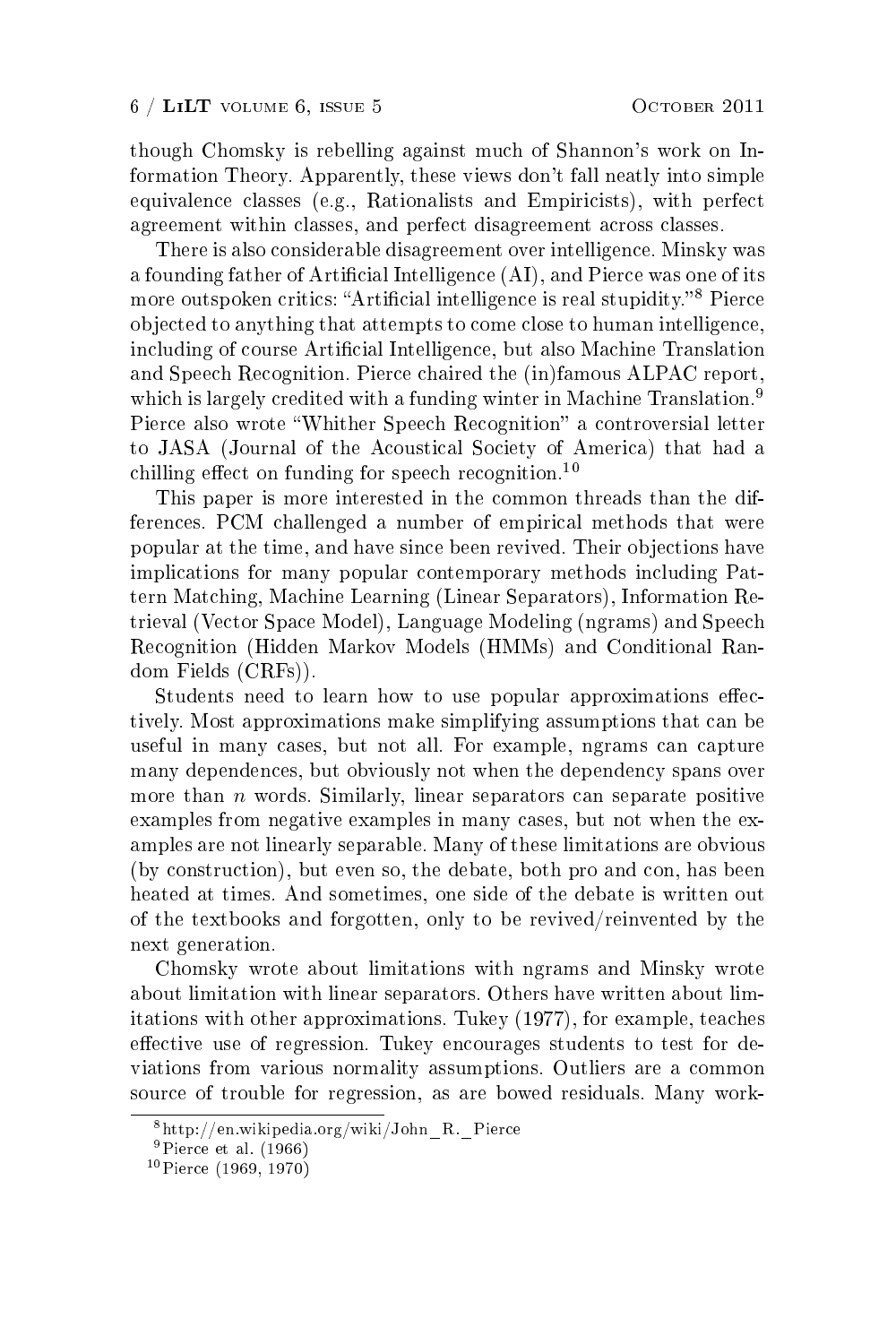though Chomsky is rebelling against much of Shannon's work on Information Theory. Apparently, these views don't fall neatly into simple equivalence classes (e.g., Rationalists and Empiricists), with perfect agreement within classes, and perfect disagreement across classes.

There is also considerable disagreement over intelligence. Minsky was a founding father of Artificial Intelligence (AI), and Pierce was one of its more outspoken critics: "Artificial intelligence is real stupidity."[8] Pierce objected to anything that attempts to come close to human intelligence, including of course Artificial Intelligence, but also Machine Translation and Speech Recognition. Pierce chaired the (in)famous ALPAC report, which is largely credited with a funding winter in Machine Translation.[9] Pierce also wrote "Whither Speech Recognition" a controversial letter to JASA (Journal of the Acoustical Society of America) that had a chilling effect on funding for speech recognition.[10]

This paper is more interested in the common threads than the differences. PCM challenged a number of empirical methods that were popular at the time, and have since been revived. Their objections have implications for many popular contemporary methods including Pattern Matching, Machine Learning (Linear Separators), Information Retrieval (Vector Space Model), Language Modeling (ngrams) and Speech Recognition (Hidden Markov Models (HMMs) and Conditional Random Fields (CRFs)).

Students need to learn how to use popular approximations effectively. Most approximations make simplifying assumptions that can be useful in many cases, but not all. For example, ngrams can capture many dependences, but obviously not when the dependency spans over more than $n$ words. Similarly, linear separators can separate positive examples from negative examples in many cases, but not when the examples are not linearly separable. Many of these limitations are obvious (by construction), but even so, the debate, both pro and con, has been heated at times. And sometimes, one side of the debate is written out of the textbooks and forgotten, only to be revived/reinvented by the next generation.

Chomsky wrote about limitations with ngrams and Minsky wrote about limitation with linear separators. Others have written about limitations with other approximations. Tukey (1977), for example, teaches effective use of regression. Tukey encourages students to test for deviations from various normality assumptions. Outliers are a common source of trouble for regression, as are bowed residuals. Many work-

[8] http://en.wikipedia.org/wiki/John_R._Pierce

[9] Pierce et al. (1966)

[10] Pierce (1969, 1970)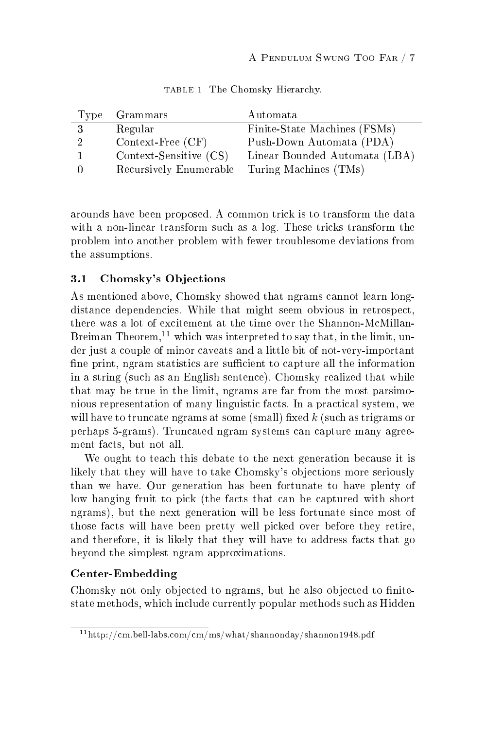TABLE 1 The Chomsky Hierarchy.

| Type | Grammars | Automata |
|---|---|---|
| 3 | Regular | Finite-State Machines (FSMs) |
| 2 | Context-Free (CF) | Push-Down Automata (PDA) |
| 1 | Context-Sensitive (CS) | Linear Bounded Automata (LBA) |
| 0 | Recursively Enumerable | Turing Machines (TMs) |

arounds have been proposed. A common trick is to transform the data with a non-linear transform such as a log. These tricks transform the problem into another problem with fewer troublesome deviations from the assumptions.

### 3.1 Chomsky's Objections

As mentioned above, Chomsky showed that ngrams cannot learn long-distance dependencies. While that might seem obvious in retrospect, there was a lot of excitement at the time over the Shannon-McMillan-Breiman Theorem,[11] which was interpreted to say that, in the limit, under just a couple of minor caveats and a little bit of not-very-important fine print, ngram statistics are sufficient to capture all the information in a string (such as an English sentence). Chomsky realized that while that may be true in the limit, ngrams are far from the most parsimonious representation of many linguistic facts. In a practical system, we will have to truncate ngrams at some (small) fixed $k$ (such as trigrams or perhaps 5-grams). Truncated ngram systems can capture many agreement facts, but not all.

We ought to teach this debate to the next generation because it is likely that they will have to take Chomsky's objections more seriously than we have. Our generation has been fortunate to have plenty of low hanging fruit to pick (the facts that can be captured with short ngrams), but the next generation will be less fortunate since most of those facts will have been pretty well picked over before they retire, and therefore, it is likely that they will have to address facts that go beyond the simplest ngram approximations.

#### Center-Embedding

Chomsky not only objected to ngrams, but he also objected to finite-state methods, which include currently popular methods such as Hidden

[11] http://cm.bell-labs.com/cm/ms/what/shannonday/shannon1948.pdf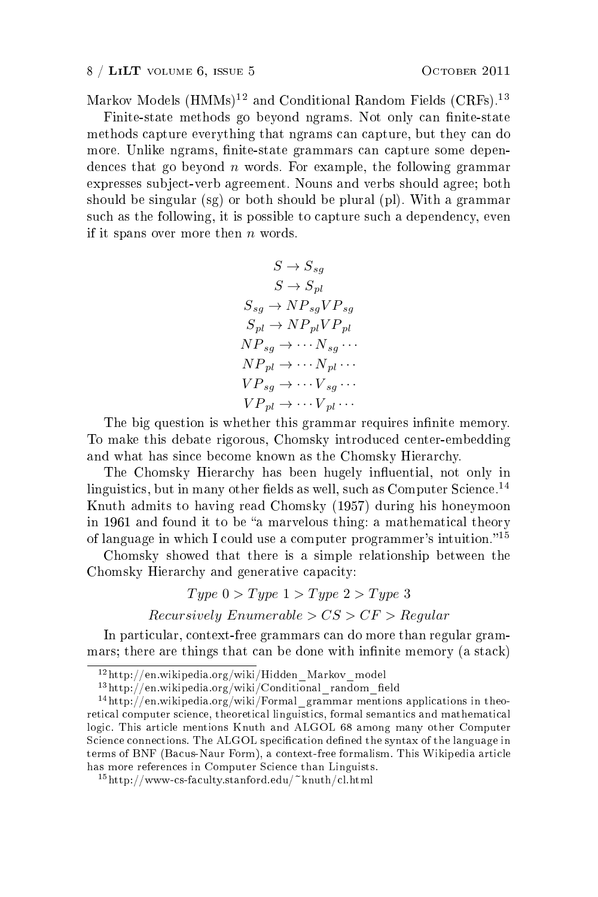Markov Models (HMMs)[12] and Conditional Random Fields (CRFs).[13]

Finite-state methods go beyond ngrams. Not only can finite-state methods capture everything that ngrams can capture, but they can do more. Unlike ngrams, finite-state grammars can capture some dependences that go beyond $n$ words. For example, the following grammar expresses subject-verb agreement. Nouns and verbs should agree; both should be singular (sg) or both should be plural (pl). With a grammar such as the following, it is possible to capture such a dependency, even if it spans over more then $n$ words.

$$S \rightarrow S_{sg}$$
$$S \rightarrow S_{pl}$$
$$S_{sg} \rightarrow NP_{sg} VP_{sg}$$
$$S_{pl} \rightarrow NP_{pl} VP_{pl}$$
$$NP_{sg} \rightarrow \cdots N_{sg} \cdots$$
$$NP_{pl} \rightarrow \cdots N_{pl} \cdots$$
$$VP_{sg} \rightarrow \cdots V_{sg} \cdots$$
$$VP_{pl} \rightarrow \cdots V_{pl} \cdots$$

The big question is whether this grammar requires infinite memory. To make this debate rigorous, Chomsky introduced center-embedding and what has since become known as the Chomsky Hierarchy.

The Chomsky Hierarchy has been hugely influential, not only in linguistics, but in many other fields as well, such as Computer Science.[14] Knuth admits to having read Chomsky (1957) during his honeymoon in 1961 and found it to be "a marvelous thing: a mathematical theory of language in which I could use a computer programmer's intuition."[15]

Chomsky showed that there is a simple relationship between the Chomsky Hierarchy and generative capacity:

$$Type\ 0 > Type\ 1 > Type\ 2 > Type\ 3$$

$$Recursively\ Enumerable > CS > CF > Regular$$

In particular, context-free grammars can do more than regular grammars; there are things that can be done with infinite memory (a stack)

---

[12] http://en.wikipedia.org/wiki/Hidden_Markov_model

[13] http://en.wikipedia.org/wiki/Conditional_random_field

[14] http://en.wikipedia.org/wiki/Formal_grammar mentions applications in theoretical computer science, theoretical linguistics, formal semantics and mathematical logic. This article mentions Knuth and ALGOL 68 among many other Computer Science connections. The ALGOL specification defined the syntax of the language in terms of BNF (Bacus-Naur Form), a context-free formalism. This Wikipedia article has more references in Computer Science than Linguists.

[15] http://www-cs-faculty.stanford.edu/~knuth/cl.html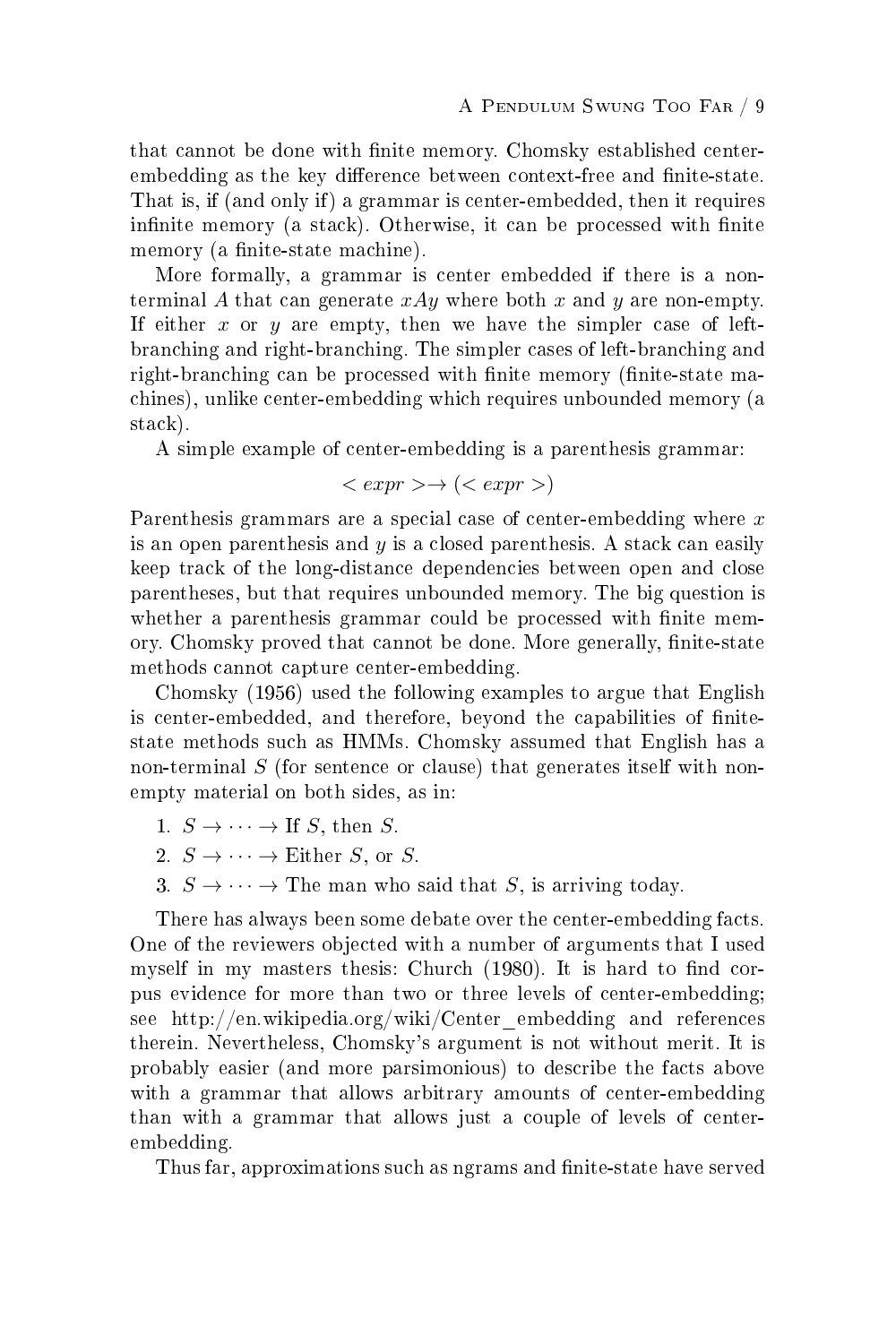that cannot be done with finite memory. Chomsky established center-embedding as the key difference between context-free and finite-state. That is, if (and only if) a grammar is center-embedded, then it requires infinite memory (a stack). Otherwise, it can be processed with finite memory (a finite-state machine).

More formally, a grammar is center embedded if there is a non-terminal $A$ that can generate $xAy$ where both $x$ and $y$ are non-empty. If either $x$ or $y$ are empty, then we have the simpler case of left-branching and right-branching. The simpler cases of left-branching and right-branching can be processed with finite memory (finite-state machines), unlike center-embedding which requires unbounded memory (a stack).

A simple example of center-embedding is a parenthesis grammar:

$$< expr > \rightarrow (< expr >)$$

Parenthesis grammars are a special case of center-embedding where $x$ is an open parenthesis and $y$ is a closed parenthesis. A stack can easily keep track of the long-distance dependencies between open and close parentheses, but that requires unbounded memory. The big question is whether a parenthesis grammar could be processed with finite memory. Chomsky proved that cannot be done. More generally, finite-state methods cannot capture center-embedding.

Chomsky (1956) used the following examples to argue that English is center-embedded, and therefore, beyond the capabilities of finite-state methods such as HMMs. Chomsky assumed that English has a non-terminal $S$ (for sentence or clause) that generates itself with non-empty material on both sides, as in:

1. $S \rightarrow \cdots \rightarrow$ If $S$, then $S$.
2. $S \rightarrow \cdots \rightarrow$ Either $S$, or $S$.
3. $S \rightarrow \cdots \rightarrow$ The man who said that $S$, is arriving today.

There has always been some debate over the center-embedding facts. One of the reviewers objected with a number of arguments that I used myself in my masters thesis: Church (1980). It is hard to find corpus evidence for more than two or three levels of center-embedding; see http://en.wikipedia.org/wiki/Center_embedding and references therein. Nevertheless, Chomsky's argument is not without merit. It is probably easier (and more parsimonious) to describe the facts above with a grammar that allows arbitrary amounts of center-embedding than with a grammar that allows just a couple of levels of center-embedding.

Thus far, approximations such as ngrams and finite-state have served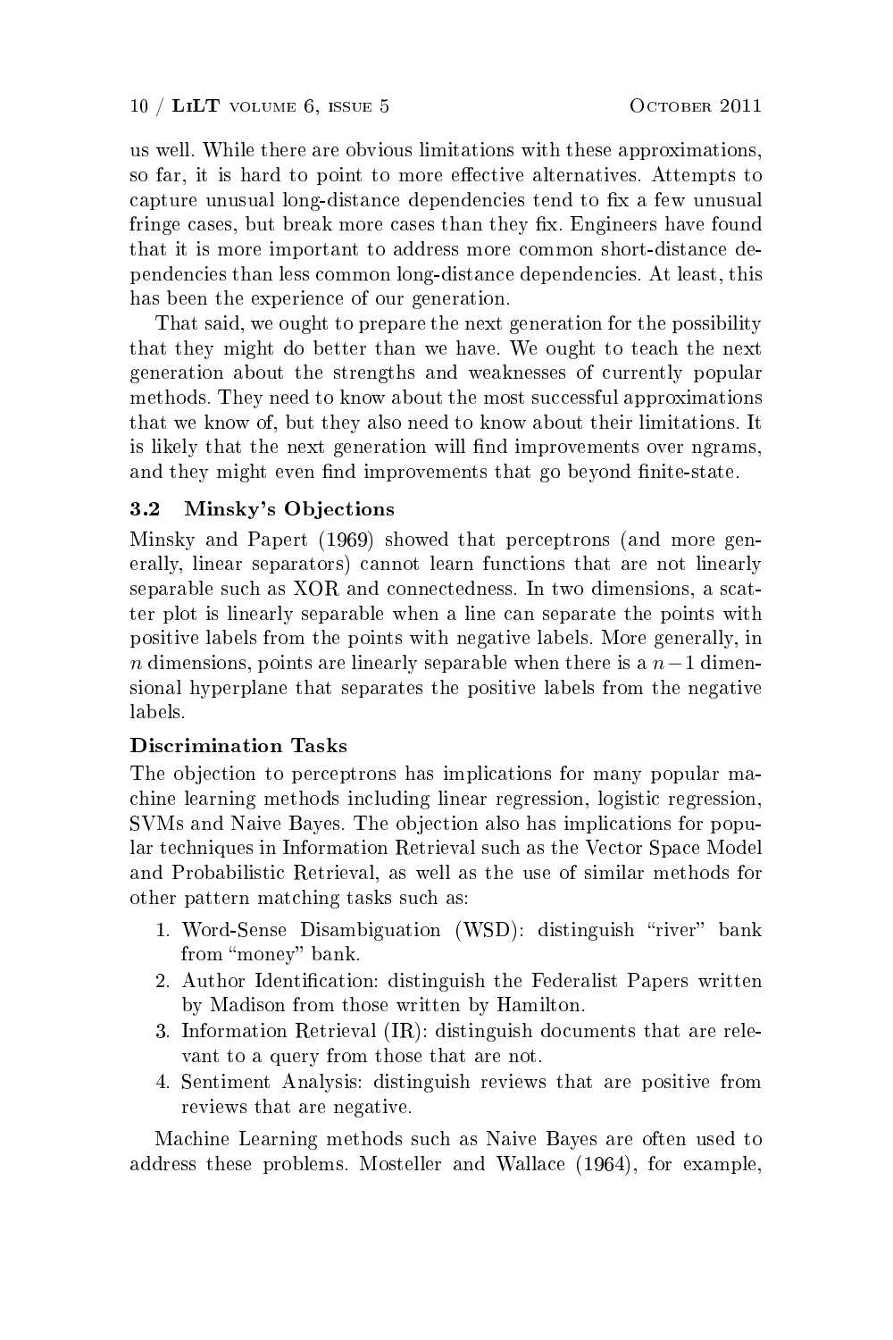us well. While there are obvious limitations with these approximations, so far, it is hard to point to more effective alternatives. Attempts to capture unusual long-distance dependencies tend to fix a few unusual fringe cases, but break more cases than they fix. Engineers have found that it is more important to address more common short-distance dependencies than less common long-distance dependencies. At least, this has been the experience of our generation.

That said, we ought to prepare the next generation for the possibility that they might do better than we have. We ought to teach the next generation about the strengths and weaknesses of currently popular methods. They need to know about the most successful approximations that we know of, but they also need to know about their limitations. It is likely that the next generation will find improvements over ngrams, and they might even find improvements that go beyond finite-state.

### 3.2 Minsky's Objections

Minsky and Papert (1969) showed that perceptrons (and more generally, linear separators) cannot learn functions that are not linearly separable such as XOR and connectedness. In two dimensions, a scatter plot is linearly separable when a line can separate the points with positive labels from the points with negative labels. More generally, in $n$ dimensions, points are linearly separable when there is a $n-1$ dimensional hyperplane that separates the positive labels from the negative labels.

#### Discrimination Tasks

The objection to perceptrons has implications for many popular machine learning methods including linear regression, logistic regression, SVMs and Naive Bayes. The objection also has implications for popular techniques in Information Retrieval such as the Vector Space Model and Probabilistic Retrieval, as well as the use of similar methods for other pattern matching tasks such as:

1. Word-Sense Disambiguation (WSD): distinguish "river" bank from "money" bank.
2. Author Identification: distinguish the Federalist Papers written by Madison from those written by Hamilton.
3. Information Retrieval (IR): distinguish documents that are relevant to a query from those that are not.
4. Sentiment Analysis: distinguish reviews that are positive from reviews that are negative.

Machine Learning methods such as Naive Bayes are often used to address these problems. Mosteller and Wallace (1964), for example,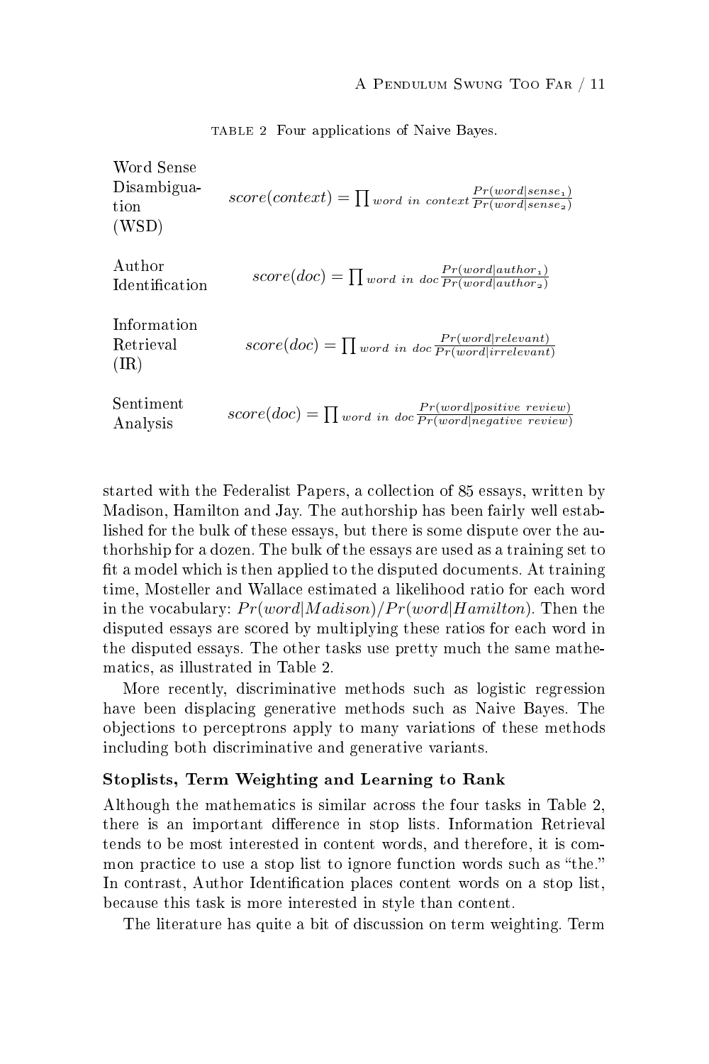TABLE 2 Four applications of Naive Bayes.

| | |
|---|---|
| Word Sense Disambiguation (WSD) | $score(context) = \prod_{word\ in\ context} \frac{Pr(word \mid sense_1)}{Pr(word \mid sense_2)}$ |
| Author Identification | $score(doc) = \prod_{word\ in\ doc} \frac{Pr(word \mid author_1)}{Pr(word \mid author_2)}$ |
| Information Retrieval (IR) | $score(doc) = \prod_{word\ in\ doc} \frac{Pr(word \mid relevant)}{Pr(word \mid irrelevant)}$ |
| Sentiment Analysis | $score(doc) = \prod_{word\ in\ doc} \frac{Pr(word \mid positive\ review)}{Pr(word \mid negative\ review)}$ |

started with the Federalist Papers, a collection of 85 essays, written by Madison, Hamilton and Jay. The authorship has been fairly well established for the bulk of these essays, but there is some dispute over the authorhship for a dozen. The bulk of the essays are used as a training set to fit a model which is then applied to the disputed documents. At training time, Mosteller and Wallace estimated a likelihood ratio for each word in the vocabulary: $Pr(word|Madison)/Pr(word|Hamilton)$. Then the disputed essays are scored by multiplying these ratios for each word in the disputed essays. The other tasks use pretty much the same mathematics, as illustrated in Table 2.

More recently, discriminative methods such as logistic regression have been displacing generative methods such as Naive Bayes. The objections to perceptrons apply to many variations of these methods including both discriminative and generative variants.

### Stoplists, Term Weighting and Learning to Rank

Although the mathematics is similar across the four tasks in Table 2, there is an important difference in stop lists. Information Retrieval tends to be most interested in content words, and therefore, it is common practice to use a stop list to ignore function words such as "the." In contrast, Author Identification places content words on a stop list, because this task is more interested in style than content.

The literature has quite a bit of discussion on term weighting. Term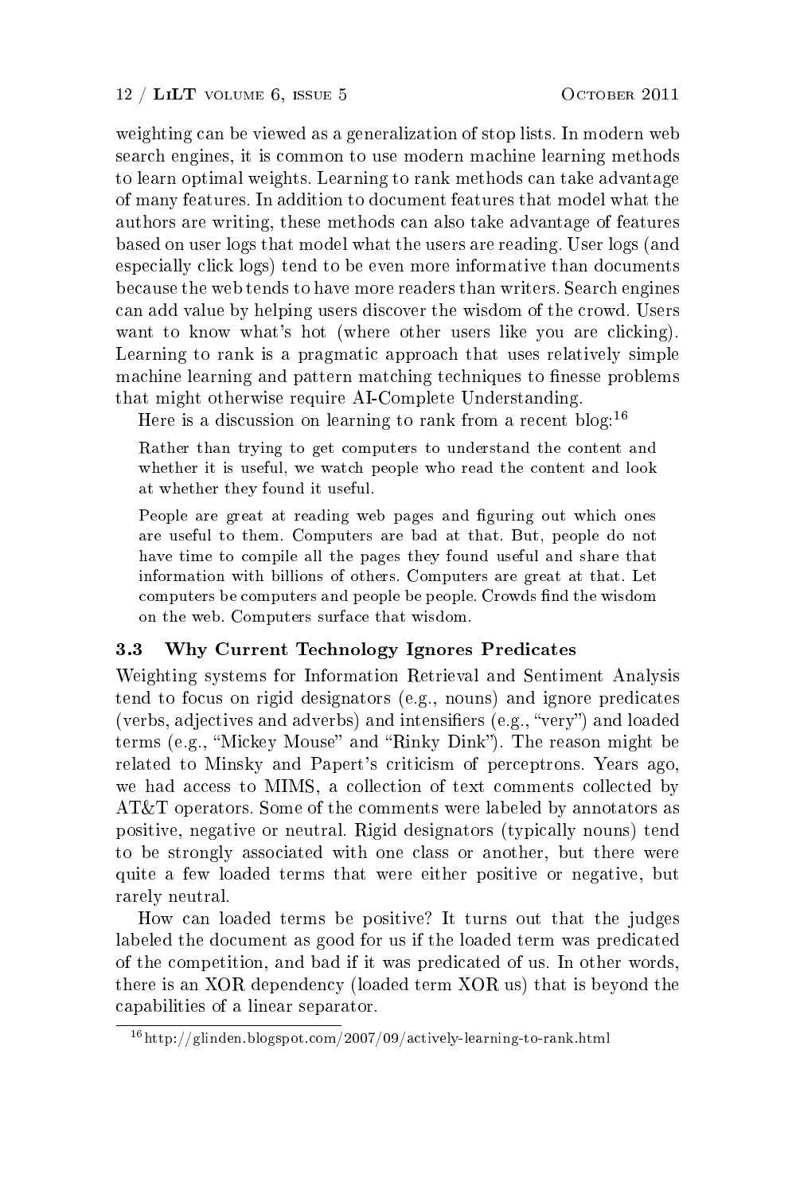weighting can be viewed as a generalization of stop lists. In modern web search engines, it is common to use modern machine learning methods to learn optimal weights. Learning to rank methods can take advantage of many features. In addition to document features that model what the authors are writing, these methods can also take advantage of features based on user logs that model what the users are reading. User logs (and especially click logs) tend to be even more informative than documents because the web tends to have more readers than writers. Search engines can add value by helping users discover the wisdom of the crowd. Users want to know what's hot (where other users like you are clicking). Learning to rank is a pragmatic approach that uses relatively simple machine learning and pattern matching techniques to finesse problems that might otherwise require AI-Complete Understanding.

Here is a discussion on learning to rank from a recent blog:[16]

> Rather than trying to get computers to understand the content and whether it is useful, we watch people who read the content and look at whether they found it useful.
>
> People are great at reading web pages and figuring out which ones are useful to them. Computers are bad at that. But, people do not have time to compile all the pages they found useful and share that information with billions of others. Computers are great at that. Let computers be computers and people be people. Crowds find the wisdom on the web. Computers surface that wisdom.

### 3.3 Why Current Technology Ignores Predicates

Weighting systems for Information Retrieval and Sentiment Analysis tend to focus on rigid designators (e.g., nouns) and ignore predicates (verbs, adjectives and adverbs) and intensifiers (e.g., "very") and loaded terms (e.g., "Mickey Mouse" and "Rinky Dink"). The reason might be related to Minsky and Papert's criticism of perceptrons. Years ago, we had access to MIMS, a collection of text comments collected by AT&T operators. Some of the comments were labeled by annotators as positive, negative or neutral. Rigid designators (typically nouns) tend to be strongly associated with one class or another, but there were quite a few loaded terms that were either positive or negative, but rarely neutral.

How can loaded terms be positive? It turns out that the judges labeled the document as good for us if the loaded term was predicated of the competition, and bad if it was predicated of us. In other words, there is an XOR dependency (loaded term XOR us) that is beyond the capabilities of a linear separator.

[16] http://glinden.blogspot.com/2007/09/actively-learning-to-rank.html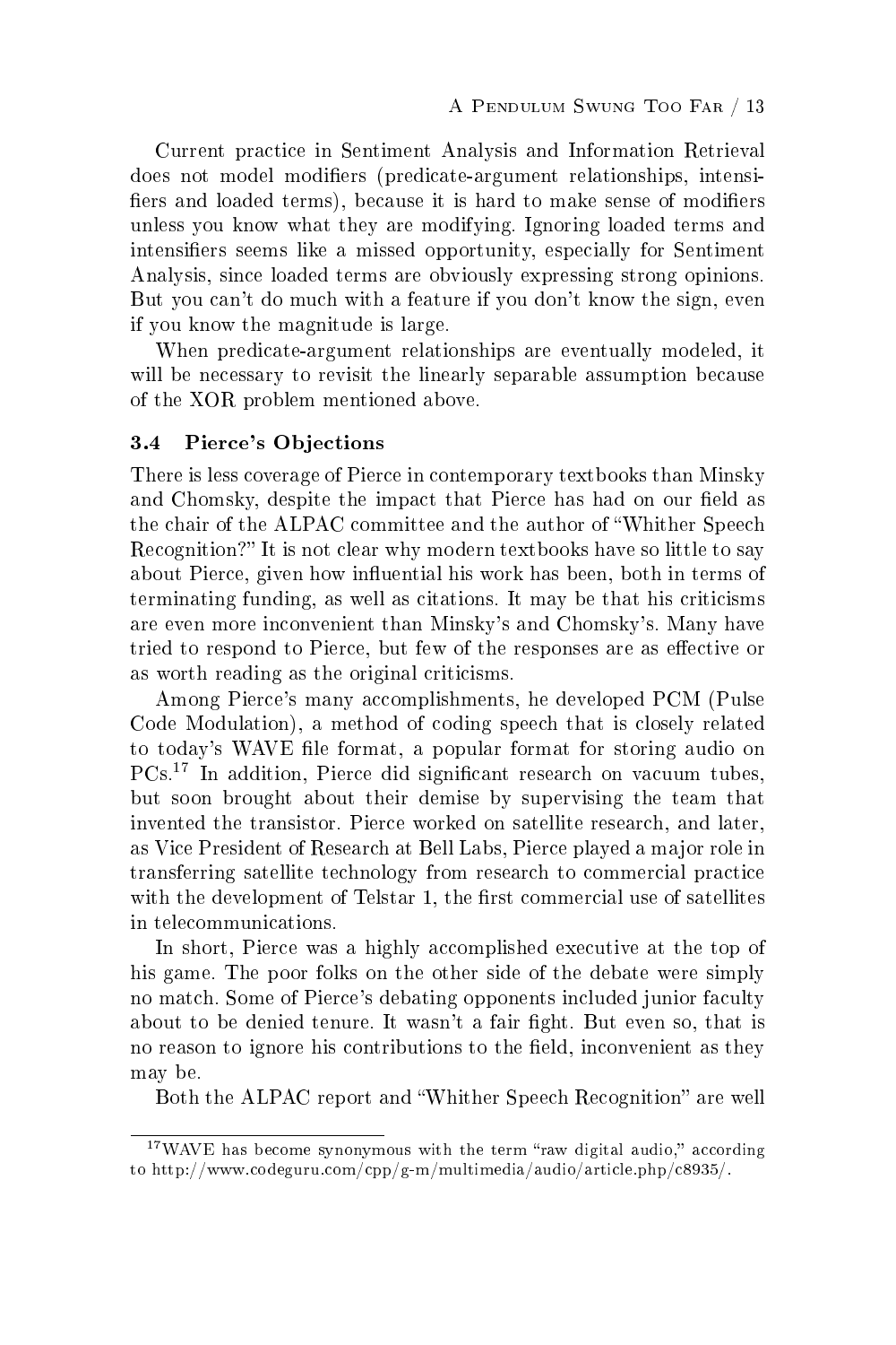Current practice in Sentiment Analysis and Information Retrieval does not model modifiers (predicate-argument relationships, intensifiers and loaded terms), because it is hard to make sense of modifiers unless you know what they are modifying. Ignoring loaded terms and intensifiers seems like a missed opportunity, especially for Sentiment Analysis, since loaded terms are obviously expressing strong opinions. But you can't do much with a feature if you don't know the sign, even if you know the magnitude is large.

When predicate-argument relationships are eventually modeled, it will be necessary to revisit the linearly separable assumption because of the XOR problem mentioned above.

### 3.4 Pierce's Objections

There is less coverage of Pierce in contemporary textbooks than Minsky and Chomsky, despite the impact that Pierce has had on our field as the chair of the ALPAC committee and the author of "Whither Speech Recognition?" It is not clear why modern textbooks have so little to say about Pierce, given how influential his work has been, both in terms of terminating funding, as well as citations. It may be that his criticisms are even more inconvenient than Minsky's and Chomsky's. Many have tried to respond to Pierce, but few of the responses are as effective or as worth reading as the original criticisms.

Among Pierce's many accomplishments, he developed PCM (Pulse Code Modulation), a method of coding speech that is closely related to today's WAVE file format, a popular format for storing audio on PCs.[17] In addition, Pierce did significant research on vacuum tubes, but soon brought about their demise by supervising the team that invented the transistor. Pierce worked on satellite research, and later, as Vice President of Research at Bell Labs, Pierce played a major role in transferring satellite technology from research to commercial practice with the development of Telstar 1, the first commercial use of satellites in telecommunications.

In short, Pierce was a highly accomplished executive at the top of his game. The poor folks on the other side of the debate were simply no match. Some of Pierce's debating opponents included junior faculty about to be denied tenure. It wasn't a fair fight. But even so, that is no reason to ignore his contributions to the field, inconvenient as they may be.

Both the ALPAC report and "Whither Speech Recognition" are well

---

[17] WAVE has become synonymous with the term "raw digital audio," according to http://www.codeguru.com/cpp/g-m/multimedia/audio/article.php/c8935/.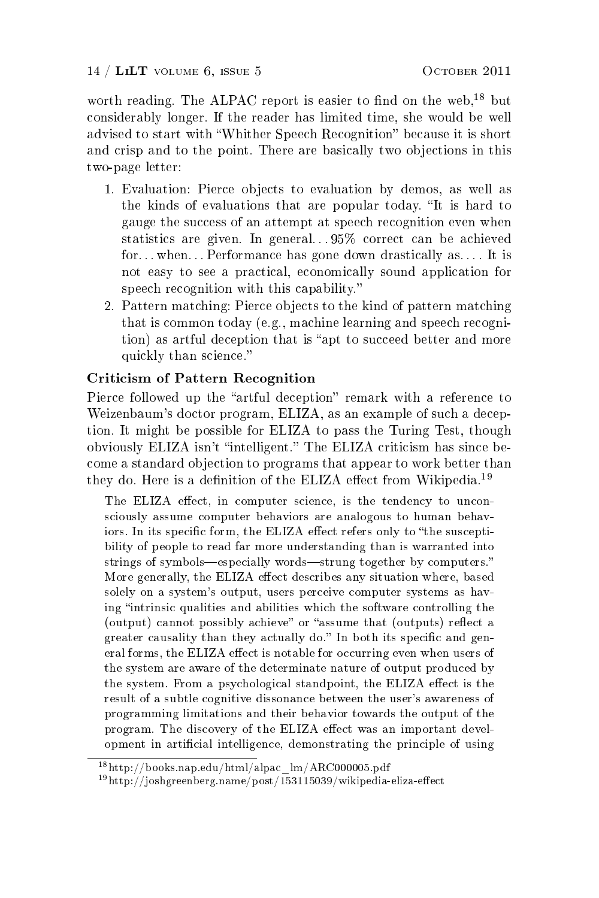worth reading. The ALPAC report is easier to find on the web,[18] but considerably longer. If the reader has limited time, she would be well advised to start with "Whither Speech Recognition" because it is short and crisp and to the point. There are basically two objections in this two-page letter:

1. Evaluation: Pierce objects to evaluation by demos, as well as the kinds of evaluations that are popular today. "It is hard to gauge the success of an attempt at speech recognition even when statistics are given. In general... 95% correct can be achieved for... when... Performance has gone down drastically as.... It is not easy to see a practical, economically sound application for speech recognition with this capability."
2. Pattern matching: Pierce objects to the kind of pattern matching that is common today (e.g., machine learning and speech recognition) as artful deception that is "apt to succeed better and more quickly than science."

**Criticism of Pattern Recognition**

Pierce followed up the "artful deception" remark with a reference to Weizenbaum's doctor program, ELIZA, as an example of such a deception. It might be possible for ELIZA to pass the Turing Test, though obviously ELIZA isn't "intelligent." The ELIZA criticism has since become a standard objection to programs that appear to work better than they do. Here is a definition of the ELIZA effect from Wikipedia.[19]

> The ELIZA effect, in computer science, is the tendency to unconsciously assume computer behaviors are analogous to human behaviors. In its specific form, the ELIZA effect refers only to "the susceptibility of people to read far more understanding than is warranted into strings of symbols—especially words—strung together by computers." More generally, the ELIZA effect describes any situation where, based solely on a system's output, users perceive computer systems as having "intrinsic qualities and abilities which the software controlling the (output) cannot possibly achieve" or "assume that (outputs) reflect a greater causality than they actually do." In both its specific and general forms, the ELIZA effect is notable for occurring even when users of the system are aware of the determinate nature of output produced by the system. From a psychological standpoint, the ELIZA effect is the result of a subtle cognitive dissonance between the user's awareness of programming limitations and their behavior towards the output of the program. The discovery of the ELIZA effect was an important development in artificial intelligence, demonstrating the principle of using

[18] http://books.nap.edu/html/alpac_lm/ARC000005.pdf

[19] http://joshgreenberg.name/post/153115039/wikipedia-eliza-effect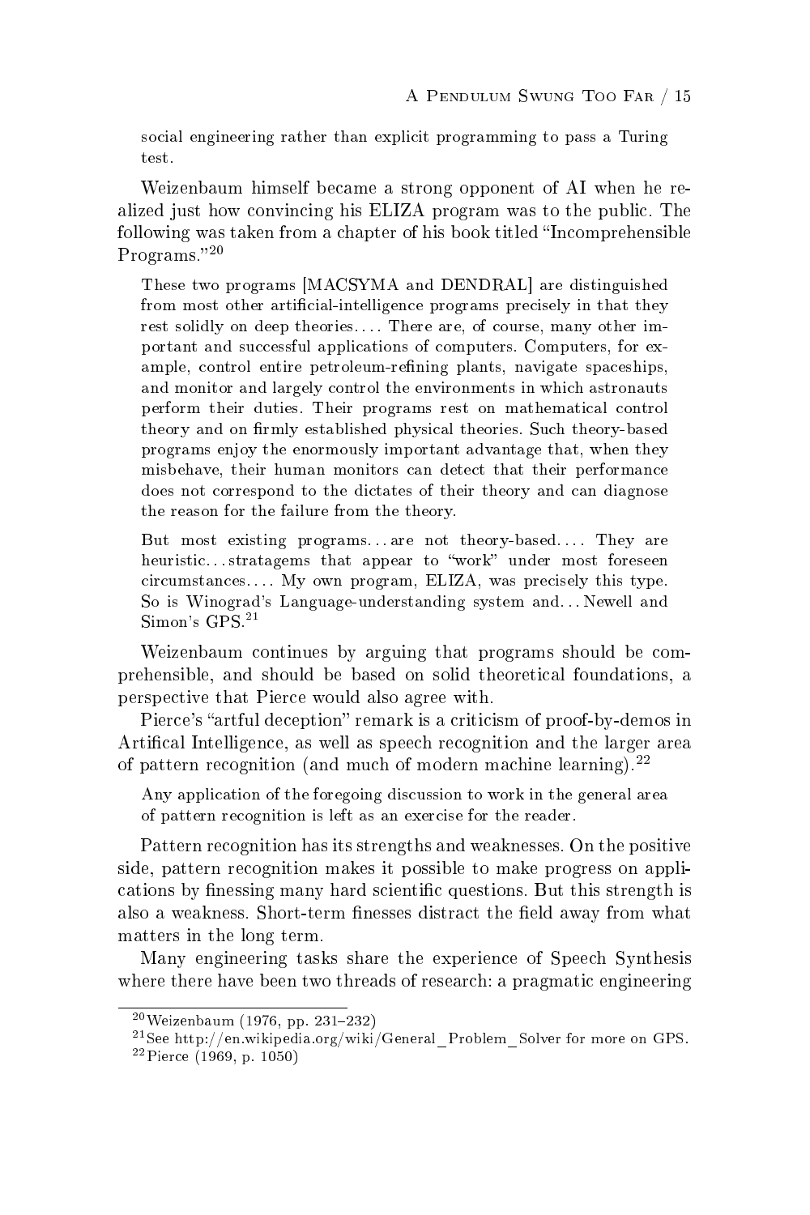social engineering rather than explicit programming to pass a Turing test.

Weizenbaum himself became a strong opponent of AI when he realized just how convincing his ELIZA program was to the public. The following was taken from a chapter of his book titled "Incomprehensible Programs."[20]

> These two programs [MACSYMA and DENDRAL] are distinguished from most other artificial-intelligence programs precisely in that they rest solidly on deep theories.... There are, of course, many other important and successful applications of computers. Computers, for example, control entire petroleum-refining plants, navigate spaceships, and monitor and largely control the environments in which astronauts perform their duties. Their programs rest on mathematical control theory and on firmly established physical theories. Such theory-based programs enjoy the enormously important advantage that, when they misbehave, their human monitors can detect that their performance does not correspond to the dictates of their theory and can diagnose the reason for the failure from the theory.
>
> But most existing programs... are not theory-based.... They are heuristic... stratagems that appear to "work" under most foreseen circumstances.... My own program, ELIZA, was precisely this type. So is Winograd's Language-understanding system and... Newell and Simon's GPS.[21]

Weizenbaum continues by arguing that programs should be comprehensible, and should be based on solid theoretical foundations, a perspective that Pierce would also agree with.

Pierce's "artful deception" remark is a criticism of proof-by-demos in Artifical Intelligence, as well as speech recognition and the larger area of pattern recognition (and much of modern machine learning).[22]

> Any application of the foregoing discussion to work in the general area of pattern recognition is left as an exercise for the reader.

Pattern recognition has its strengths and weaknesses. On the positive side, pattern recognition makes it possible to make progress on applications by finessing many hard scientific questions. But this strength is also a weakness. Short-term finesses distract the field away from what matters in the long term.

Many engineering tasks share the experience of Speech Synthesis where there have been two threads of research: a pragmatic engineering

---

[20] Weizenbaum (1976, pp. 231–232)

[21] See http://en.wikipedia.org/wiki/General_Problem_Solver for more on GPS.

[22] Pierce (1969, p. 1050)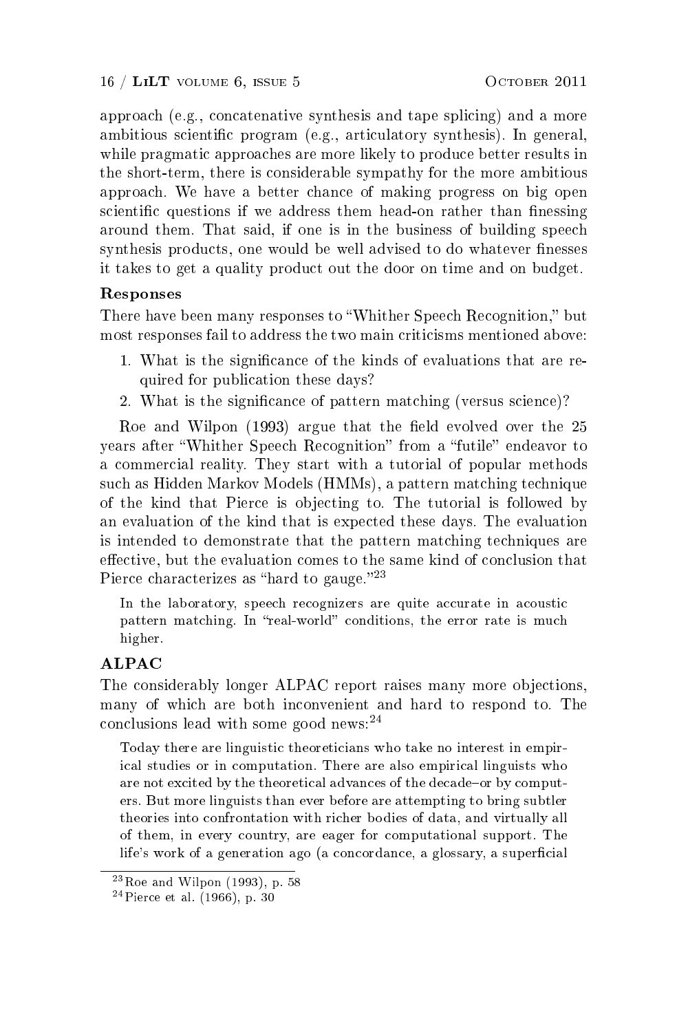approach (e.g., concatenative synthesis and tape splicing) and a more ambitious scientific program (e.g., articulatory synthesis). In general, while pragmatic approaches are more likely to produce better results in the short-term, there is considerable sympathy for the more ambitious approach. We have a better chance of making progress on big open scientific questions if we address them head-on rather than finessing around them. That said, if one is in the business of building speech synthesis products, one would be well advised to do whatever finesses it takes to get a quality product out the door on time and on budget.

### Responses

There have been many responses to "Whither Speech Recognition," but most responses fail to address the two main criticisms mentioned above:

1. What is the significance of the kinds of evaluations that are required for publication these days?
2. What is the significance of pattern matching (versus science)?

Roe and Wilpon (1993) argue that the field evolved over the 25 years after "Whither Speech Recognition" from a "futile" endeavor to a commercial reality. They start with a tutorial of popular methods such as Hidden Markov Models (HMMs), a pattern matching technique of the kind that Pierce is objecting to. The tutorial is followed by an evaluation of the kind that is expected these days. The evaluation is intended to demonstrate that the pattern matching techniques are effective, but the evaluation comes to the same kind of conclusion that Pierce characterizes as "hard to gauge."[23]

> In the laboratory, speech recognizers are quite accurate in acoustic pattern matching. In "real-world" conditions, the error rate is much higher.

### ALPAC

The considerably longer ALPAC report raises many more objections, many of which are both inconvenient and hard to respond to. The conclusions lead with some good news:[24]

> Today there are linguistic theoreticians who take no interest in empirical studies or in computation. There are also empirical linguists who are not excited by the theoretical advances of the decade–or by computers. But more linguists than ever before are attempting to bring subtler theories into confrontation with richer bodies of data, and virtually all of them, in every country, are eager for computational support. The life's work of a generation ago (a concordance, a glossary, a superficial

[23] Roe and Wilpon (1993), p. 58

[24] Pierce et al. (1966), p. 30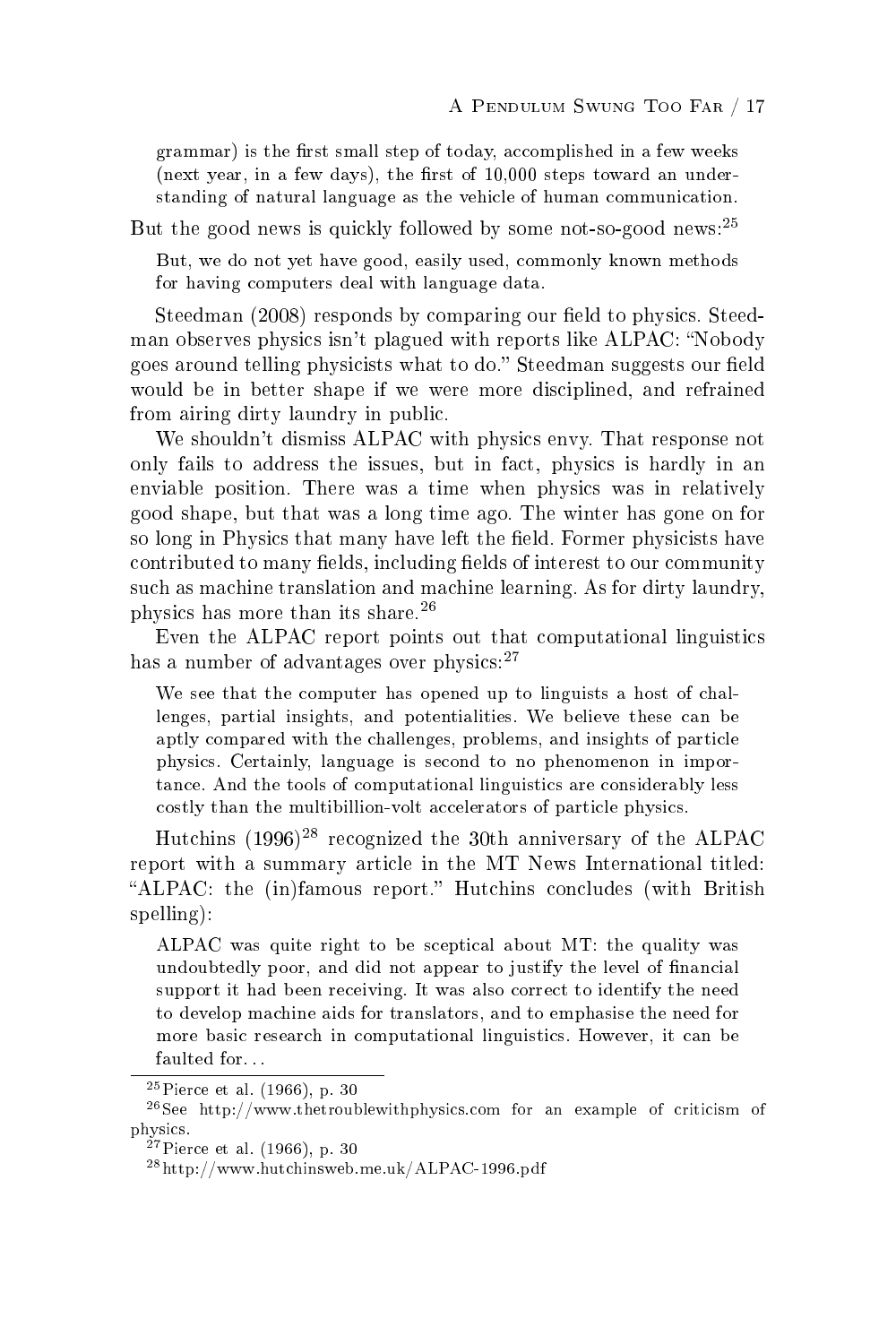> grammar) is the first small step of today, accomplished in a few weeks (next year, in a few days), the first of 10,000 steps toward an understanding of natural language as the vehicle of human communication.

But the good news is quickly followed by some not-so-good news:[25]

> But, we do not yet have good, easily used, commonly known methods for having computers deal with language data.

Steedman (2008) responds by comparing our field to physics. Steedman observes physics isn't plagued with reports like ALPAC: "Nobody goes around telling physicists what to do." Steedman suggests our field would be in better shape if we were more disciplined, and refrained from airing dirty laundry in public.

We shouldn't dismiss ALPAC with physics envy. That response not only fails to address the issues, but in fact, physics is hardly in an enviable position. There was a time when physics was in relatively good shape, but that was a long time ago. The winter has gone on for so long in Physics that many have left the field. Former physicists have contributed to many fields, including fields of interest to our community such as machine translation and machine learning. As for dirty laundry, physics has more than its share.[26]

Even the ALPAC report points out that computational linguistics has a number of advantages over physics:[27]

> We see that the computer has opened up to linguists a host of challenges, partial insights, and potentialities. We believe these can be aptly compared with the challenges, problems, and insights of particle physics. Certainly, language is second to no phenomenon in importance. And the tools of computational linguistics are considerably less costly than the multibillion-volt accelerators of particle physics.

Hutchins (1996)[28] recognized the 30th anniversary of the ALPAC report with a summary article in the MT News International titled: "ALPAC: the (in)famous report." Hutchins concludes (with British spelling):

> ALPAC was quite right to be sceptical about MT: the quality was undoubtedly poor, and did not appear to justify the level of financial support it had been receiving. It was also correct to identify the need to develop machine aids for translators, and to emphasise the need for more basic research in computational linguistics. However, it can be faulted for...

[25] Pierce et al. (1966), p. 30

[26] See http://www.thetroublewithphysics.com for an example of criticism of physics.

[27] Pierce et al. (1966), p. 30

[28] http://www.hutchinsweb.me.uk/ALPAC-1996.pdf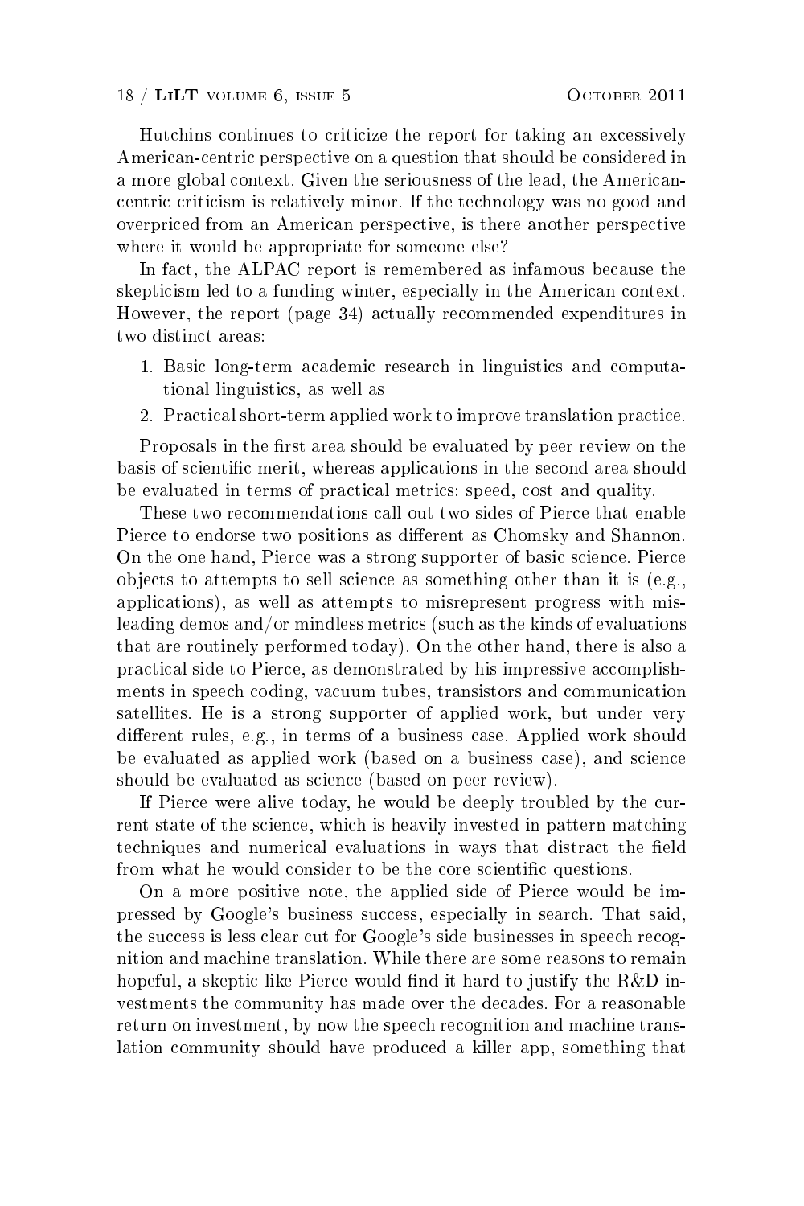Hutchins continues to criticize the report for taking an excessively American-centric perspective on a question that should be considered in a more global context. Given the seriousness of the lead, the American-centric criticism is relatively minor. If the technology was no good and overpriced from an American perspective, is there another perspective where it would be appropriate for someone else?

In fact, the ALPAC report is remembered as infamous because the skepticism led to a funding winter, especially in the American context. However, the report (page 34) actually recommended expenditures in two distinct areas:

1. Basic long-term academic research in linguistics and computational linguistics, as well as
2. Practical short-term applied work to improve translation practice.

Proposals in the first area should be evaluated by peer review on the basis of scientific merit, whereas applications in the second area should be evaluated in terms of practical metrics: speed, cost and quality.

These two recommendations call out two sides of Pierce that enable Pierce to endorse two positions as different as Chomsky and Shannon. On the one hand, Pierce was a strong supporter of basic science. Pierce objects to attempts to sell science as something other than it is (e.g., applications), as well as attempts to misrepresent progress with misleading demos and/or mindless metrics (such as the kinds of evaluations that are routinely performed today). On the other hand, there is also a practical side to Pierce, as demonstrated by his impressive accomplishments in speech coding, vacuum tubes, transistors and communication satellites. He is a strong supporter of applied work, but under very different rules, e.g., in terms of a business case. Applied work should be evaluated as applied work (based on a business case), and science should be evaluated as science (based on peer review).

If Pierce were alive today, he would be deeply troubled by the current state of the science, which is heavily invested in pattern matching techniques and numerical evaluations in ways that distract the field from what he would consider to be the core scientific questions.

On a more positive note, the applied side of Pierce would be impressed by Google's business success, especially in search. That said, the success is less clear cut for Google's side businesses in speech recognition and machine translation. While there are some reasons to remain hopeful, a skeptic like Pierce would find it hard to justify the R&D investments the community has made over the decades. For a reasonable return on investment, by now the speech recognition and machine translation community should have produced a killer app, something that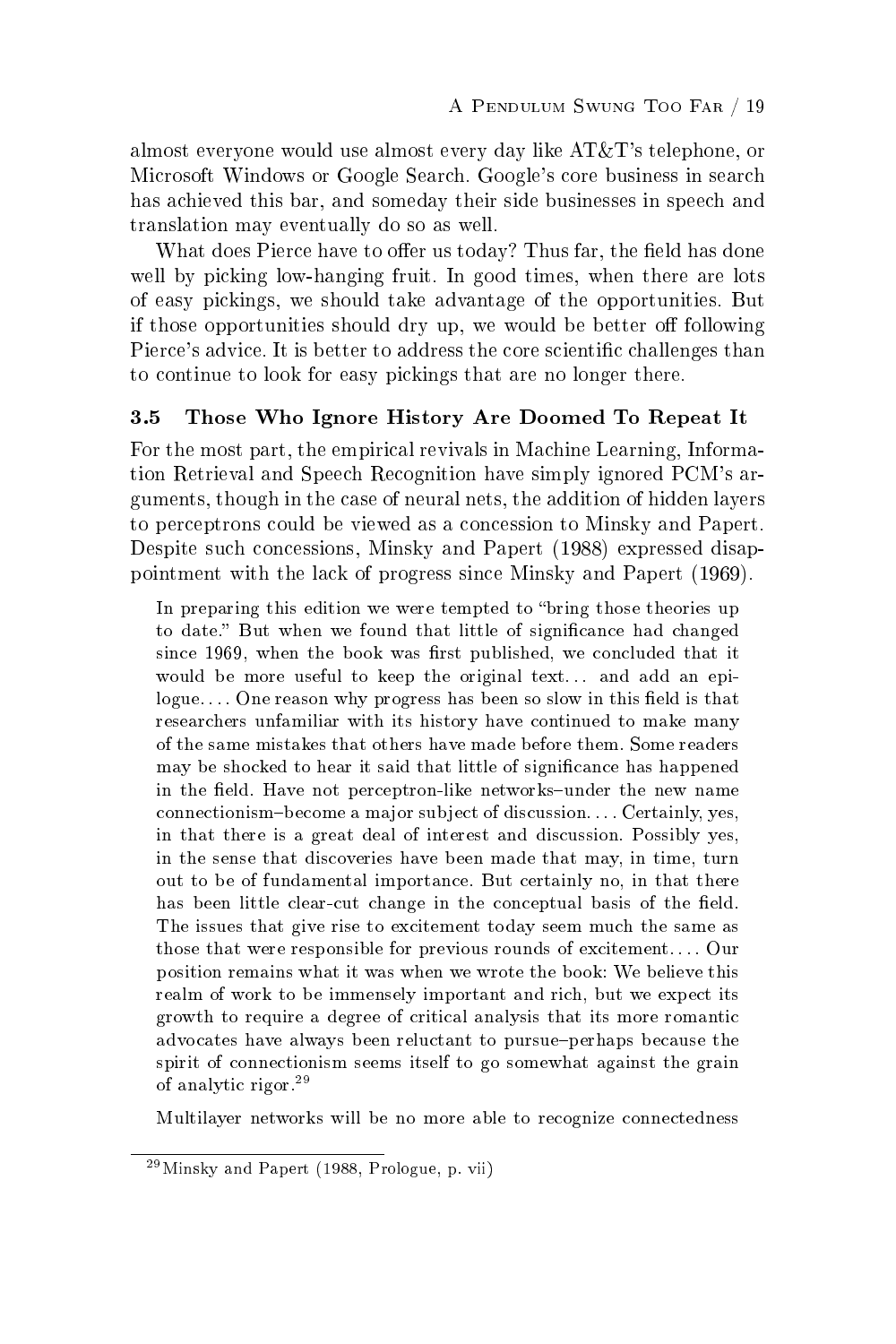almost everyone would use almost every day like AT&T's telephone, or Microsoft Windows or Google Search. Google's core business in search has achieved this bar, and someday their side businesses in speech and translation may eventually do so as well.

What does Pierce have to offer us today? Thus far, the field has done well by picking low-hanging fruit. In good times, when there are lots of easy pickings, we should take advantage of the opportunities. But if those opportunities should dry up, we would be better off following Pierce's advice. It is better to address the core scientific challenges than to continue to look for easy pickings that are no longer there.

### 3.5 Those Who Ignore History Are Doomed To Repeat It

For the most part, the empirical revivals in Machine Learning, Information Retrieval and Speech Recognition have simply ignored PCM's arguments, though in the case of neural nets, the addition of hidden layers to perceptrons could be viewed as a concession to Minsky and Papert. Despite such concessions, Minsky and Papert (1988) expressed disappointment with the lack of progress since Minsky and Papert (1969).

> In preparing this edition we were tempted to "bring those theories up to date." But when we found that little of significance had changed since 1969, when the book was first published, we concluded that it would be more useful to keep the original text... and add an epilogue.... One reason why progress has been so slow in this field is that researchers unfamiliar with its history have continued to make many of the same mistakes that others have made before them. Some readers may be shocked to hear it said that little of significance has happened in the field. Have not perceptron-like networks–under the new name connectionism–become a major subject of discussion.... Certainly, yes, in that there is a great deal of interest and discussion. Possibly yes, in the sense that discoveries have been made that may, in time, turn out to be of fundamental importance. But certainly no, in that there has been little clear-cut change in the conceptual basis of the field. The issues that give rise to excitement today seem much the same as those that were responsible for previous rounds of excitement.... Our position remains what it was when we wrote the book: We believe this realm of work to be immensely important and rich, but we expect its growth to require a degree of critical analysis that its more romantic advocates have always been reluctant to pursue–perhaps because the spirit of connectionism seems itself to go somewhat against the grain of analytic rigor.[29]

Multilayer networks will be no more able to recognize connectedness

[29] Minsky and Papert (1988, Prologue, p. vii)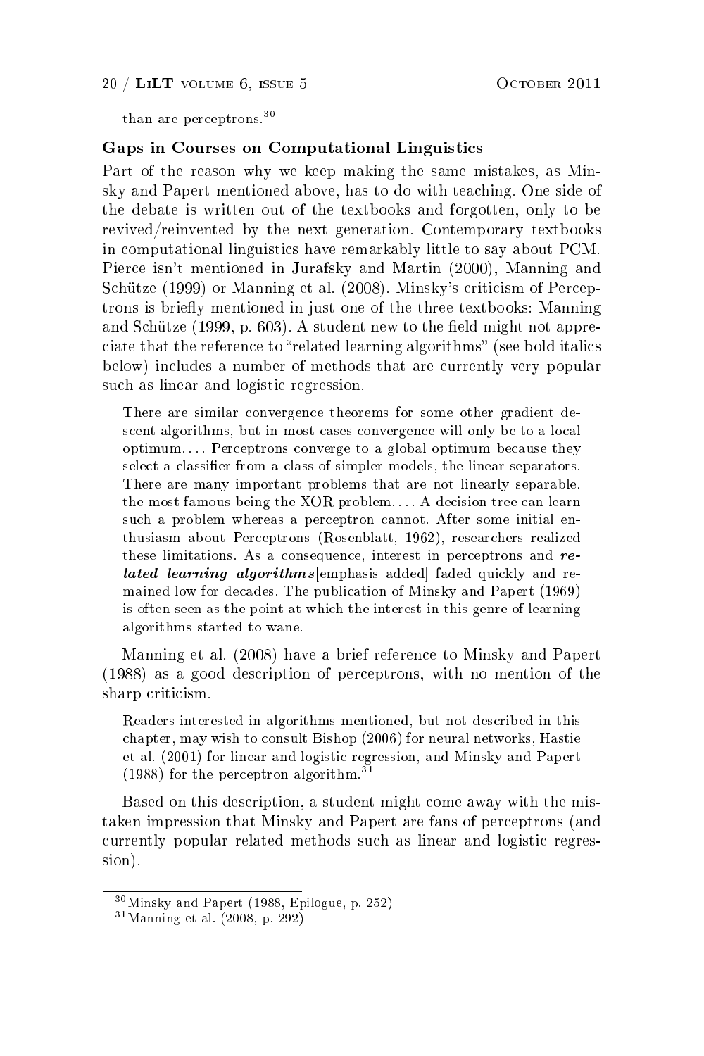than are perceptrons.[30]

### Gaps in Courses on Computational Linguistics

Part of the reason why we keep making the same mistakes, as Minsky and Papert mentioned above, has to do with teaching. One side of the debate is written out of the textbooks and forgotten, only to be revived/reinvented by the next generation. Contemporary textbooks in computational linguistics have remarkably little to say about PCM. Pierce isn't mentioned in Jurafsky and Martin (2000), Manning and Schütze (1999) or Manning et al. (2008). Minsky's criticism of Perceptrons is briefly mentioned in just one of the three textbooks: Manning and Schütze (1999, p. 603). A student new to the field might not appreciate that the reference to "related learning algorithms" (see bold italics below) includes a number of methods that are currently very popular such as linear and logistic regression.

> There are similar convergence theorems for some other gradient descent algorithms, but in most cases convergence will only be to a local optimum. ... Perceptrons converge to a global optimum because they select a classifier from a class of simpler models, the linear separators. There are many important problems that are not linearly separable, the most famous being the XOR problem. ... A decision tree can learn such a problem whereas a perceptron cannot. After some initial enthusiasm about Perceptrons (Rosenblatt, 1962), researchers realized these limitations. As a consequence, interest in perceptrons and ***related learning algorithms***[emphasis added] faded quickly and remained low for decades. The publication of Minsky and Papert (1969) is often seen as the point at which the interest in this genre of learning algorithms started to wane.

Manning et al. (2008) have a brief reference to Minsky and Papert (1988) as a good description of perceptrons, with no mention of the sharp criticism.

> Readers interested in algorithms mentioned, but not described in this chapter, may wish to consult Bishop (2006) for neural networks, Hastie et al. (2001) for linear and logistic regression, and Minsky and Papert (1988) for the perceptron algorithm.[31]

Based on this description, a student might come away with the mistaken impression that Minsky and Papert are fans of perceptrons (and currently popular related methods such as linear and logistic regression).

[30] Minsky and Papert (1988, Epilogue, p. 252)

[31] Manning et al. (2008, p. 292)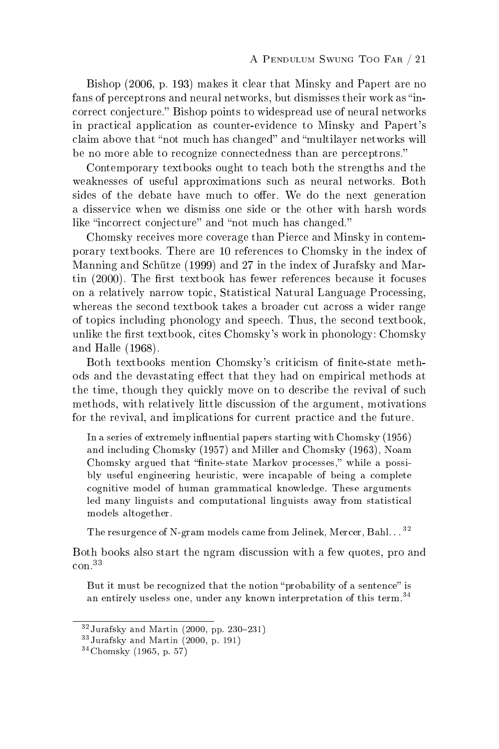Bishop (2006, p. 193) makes it clear that Minsky and Papert are no fans of perceptrons and neural networks, but dismisses their work as "incorrect conjecture." Bishop points to widespread use of neural networks in practical application as counter-evidence to Minsky and Papert's claim above that "not much has changed" and "multilayer networks will be no more able to recognize connectedness than are perceptrons."

Contemporary textbooks ought to teach both the strengths and the weaknesses of useful approximations such as neural networks. Both sides of the debate have much to offer. We do the next generation a disservice when we dismiss one side or the other with harsh words like "incorrect conjecture" and "not much has changed."

Chomsky receives more coverage than Pierce and Minsky in contemporary textbooks. There are 10 references to Chomsky in the index of Manning and Schütze (1999) and 27 in the index of Jurafsky and Martin (2000). The first textbook has fewer references because it focuses on a relatively narrow topic, Statistical Natural Language Processing, whereas the second textbook takes a broader cut across a wider range of topics including phonology and speech. Thus, the second textbook, unlike the first textbook, cites Chomsky's work in phonology: Chomsky and Halle (1968).

Both textbooks mention Chomsky's criticism of finite-state methods and the devastating effect that they had on empirical methods at the time, though they quickly move on to describe the revival of such methods, with relatively little discussion of the argument, motivations for the revival, and implications for current practice and the future.

> In a series of extremely influential papers starting with Chomsky (1956) and including Chomsky (1957) and Miller and Chomsky (1963), Noam Chomsky argued that "finite-state Markov processes," while a possibly useful engineering heuristic, were incapable of being a complete cognitive model of human grammatical knowledge. These arguments led many linguists and computational linguists away from statistical models altogether.
>
> The resurgence of N-gram models came from Jelinek, Mercer, Bahl...[32]

Both books also start the ngram discussion with a few quotes, pro and con.[33]

> But it must be recognized that the notion "probability of a sentence" is an entirely useless one, under any known interpretation of this term.[34]

---

[32] Jurafsky and Martin (2000, pp. 230–231)

[33] Jurafsky and Martin (2000, p. 191)

[34] Chomsky (1965, p. 57)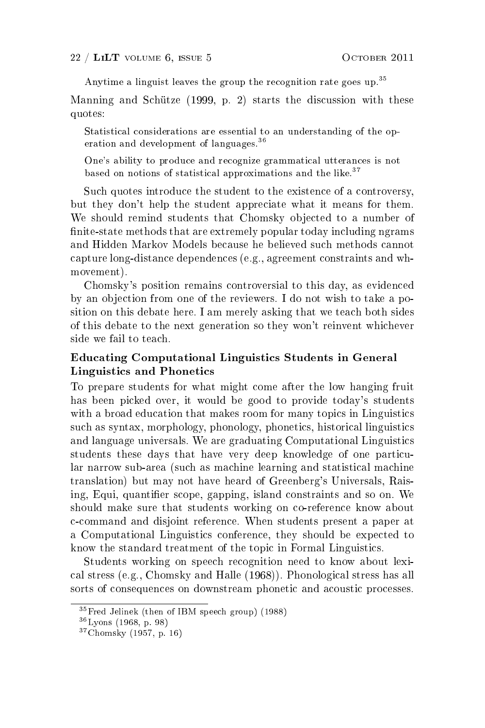> Anytime a linguist leaves the group the recognition rate goes up.[35]

Manning and Schütze (1999, p. 2) starts the discussion with these quotes:

> Statistical considerations are essential to an understanding of the operation and development of languages.[36]

> One's ability to produce and recognize grammatical utterances is not based on notions of statistical approximations and the like.[37]

Such quotes introduce the student to the existence of a controversy, but they don't help the student appreciate what it means for them. We should remind students that Chomsky objected to a number of finite-state methods that are extremely popular today including ngrams and Hidden Markov Models because he believed such methods cannot capture long-distance dependences (e.g., agreement constraints and wh-movement).

Chomsky's position remains controversial to this day, as evidenced by an objection from one of the reviewers. I do not wish to take a position on this debate here. I am merely asking that we teach both sides of this debate to the next generation so they won't reinvent whichever side we fail to teach.

### Educating Computational Linguistics Students in General Linguistics and Phonetics

To prepare students for what might come after the low hanging fruit has been picked over, it would be good to provide today's students with a broad education that makes room for many topics in Linguistics such as syntax, morphology, phonology, phonetics, historical linguistics and language universals. We are graduating Computational Linguistics students these days that have very deep knowledge of one particular narrow sub-area (such as machine learning and statistical machine translation) but may not have heard of Greenberg's Universals, Raising, Equi, quantifier scope, gapping, island constraints and so on. We should make sure that students working on co-reference know about c-command and disjoint reference. When students present a paper at a Computational Linguistics conference, they should be expected to know the standard treatment of the topic in Formal Linguistics.

Students working on speech recognition need to know about lexical stress (e.g., Chomsky and Halle (1968)). Phonological stress has all sorts of consequences on downstream phonetic and acoustic processes.

---

[35] Fred Jelinek (then of IBM speech group) (1988)

[36] Lyons (1968, p. 98)

[37] Chomsky (1957, p. 16)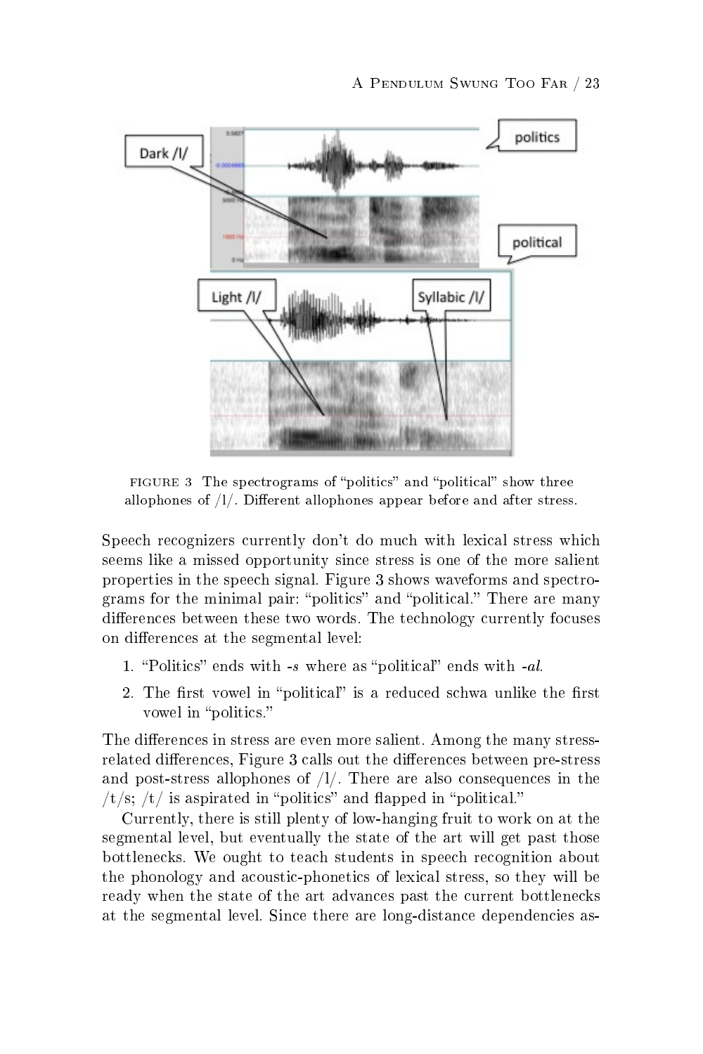FIGURE 3 The spectrograms of "politics" and "political" show three allophones of /l/. Different allophones appear before and after stress.

Speech recognizers currently don't do much with lexical stress which seems like a missed opportunity since stress is one of the more salient properties in the speech signal. Figure 3 shows waveforms and spectrograms for the minimal pair: "politics" and "political." There are many differences between these two words. The technology currently focuses on differences at the segmental level:

1. "Politics" ends with *-s* where as "political" ends with *-al*.
2. The first vowel in "political" is a reduced schwa unlike the first vowel in "politics."

The differences in stress are even more salient. Among the many stress-related differences, Figure 3 calls out the differences between pre-stress and post-stress allophones of /l/. There are also consequences in the /t/s; /t/ is aspirated in "politics" and flapped in "political."

Currently, there is still plenty of low-hanging fruit to work on at the segmental level, but eventually the state of the art will get past those bottlenecks. We ought to teach students in speech recognition about the phonology and acoustic-phonetics of lexical stress, so they will be ready when the state of the art advances past the current bottlenecks at the segmental level. Since there are long-distance dependencies as-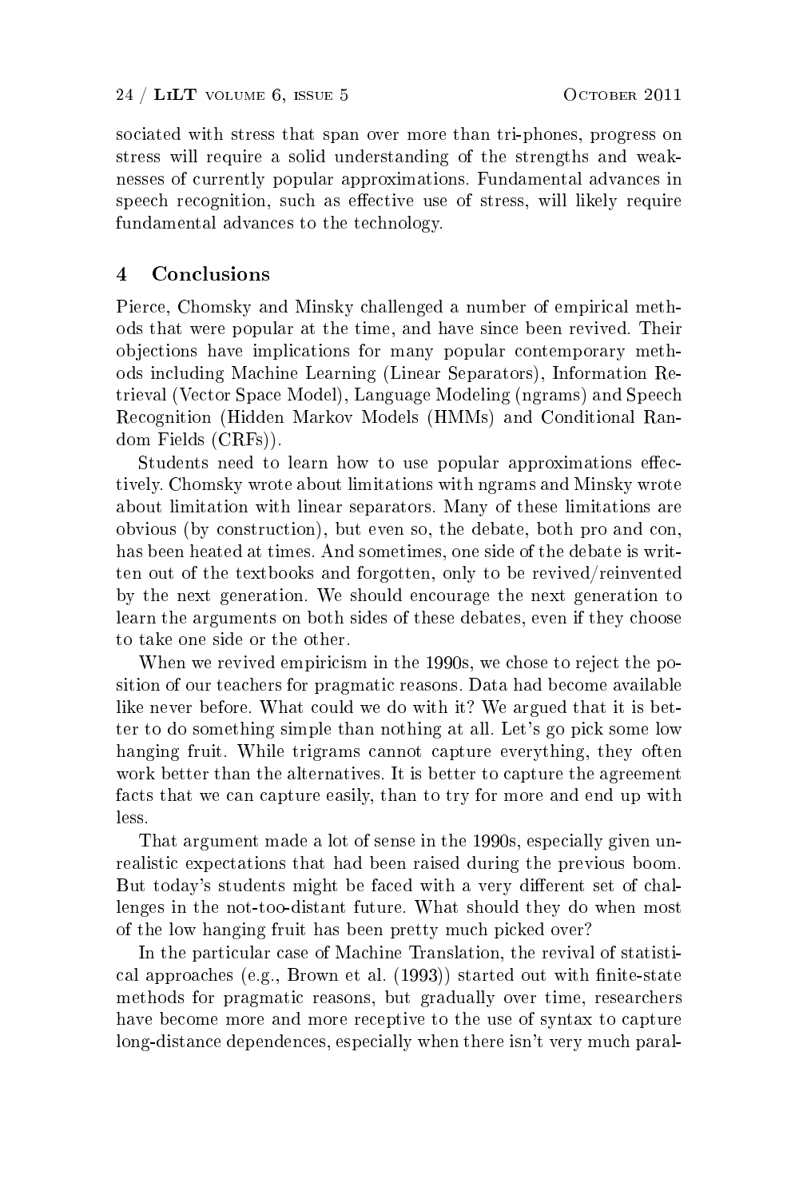sociated with stress that span over more than tri-phones, progress on stress will require a solid understanding of the strengths and weaknesses of currently popular approximations. Fundamental advances in speech recognition, such as effective use of stress, will likely require fundamental advances to the technology.

## 4 Conclusions

Pierce, Chomsky and Minsky challenged a number of empirical methods that were popular at the time, and have since been revived. Their objections have implications for many popular contemporary methods including Machine Learning (Linear Separators), Information Retrieval (Vector Space Model), Language Modeling (ngrams) and Speech Recognition (Hidden Markov Models (HMMs) and Conditional Random Fields (CRFs)).

Students need to learn how to use popular approximations effectively. Chomsky wrote about limitations with ngrams and Minsky wrote about limitation with linear separators. Many of these limitations are obvious (by construction), but even so, the debate, both pro and con, has been heated at times. And sometimes, one side of the debate is written out of the textbooks and forgotten, only to be revived/reinvented by the next generation. We should encourage the next generation to learn the arguments on both sides of these debates, even if they choose to take one side or the other.

When we revived empiricism in the 1990s, we chose to reject the position of our teachers for pragmatic reasons. Data had become available like never before. What could we do with it? We argued that it is better to do something simple than nothing at all. Let's go pick some low hanging fruit. While trigrams cannot capture everything, they often work better than the alternatives. It is better to capture the agreement facts that we can capture easily, than to try for more and end up with less.

That argument made a lot of sense in the 1990s, especially given unrealistic expectations that had been raised during the previous boom. But today's students might be faced with a very different set of challenges in the not-too-distant future. What should they do when most of the low hanging fruit has been pretty much picked over?

In the particular case of Machine Translation, the revival of statistical approaches (e.g., Brown et al. (1993)) started out with finite-state methods for pragmatic reasons, but gradually over time, researchers have become more and more receptive to the use of syntax to capture long-distance dependences, especially when there isn't very much paral-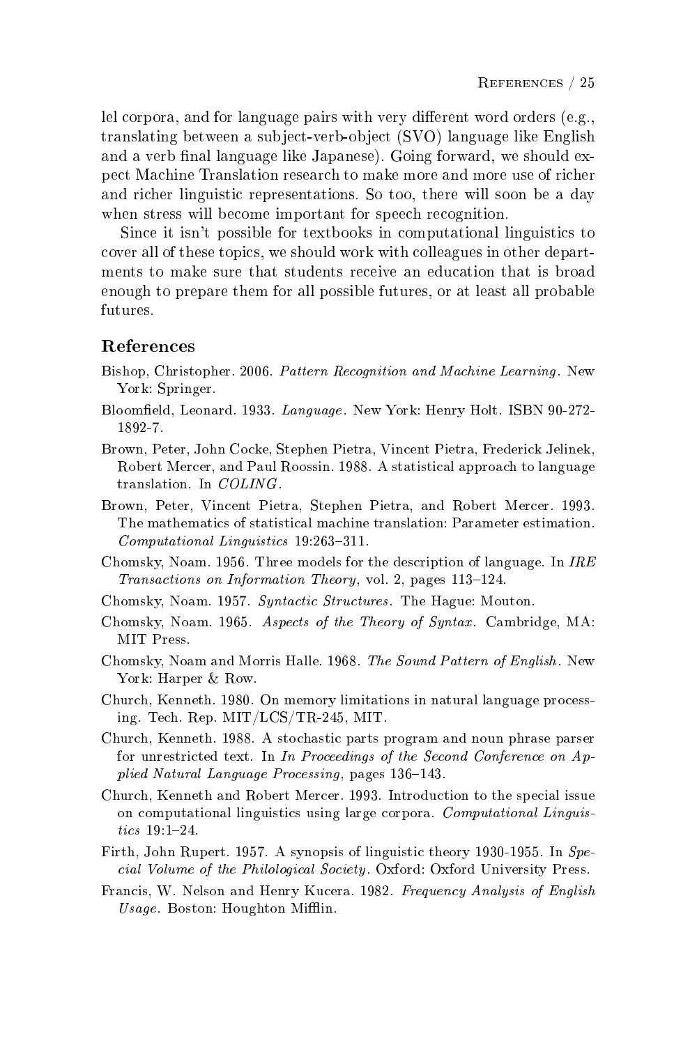lel corpora, and for language pairs with very different word orders (e.g., translating between a subject-verb-object (SVO) language like English and a verb final language like Japanese). Going forward, we should expect Machine Translation research to make more and more use of richer and richer linguistic representations. So too, there will soon be a day when stress will become important for speech recognition.

Since it isn't possible for textbooks in computational linguistics to cover all of these topics, we should work with colleagues in other departments to make sure that students receive an education that is broad enough to prepare them for all possible futures, or at least all probable futures.

## References

Bishop, Christopher. 2006. *Pattern Recognition and Machine Learning*. New York: Springer.

Bloomfield, Leonard. 1933. *Language*. New York: Henry Holt. ISBN 90-272-1892-7.

Brown, Peter, John Cocke, Stephen Pietra, Vincent Pietra, Frederick Jelinek, Robert Mercer, and Paul Roossin. 1988. A statistical approach to language translation. In *COLING*.

Brown, Peter, Vincent Pietra, Stephen Pietra, and Robert Mercer. 1993. The mathematics of statistical machine translation: Parameter estimation. *Computational Linguistics* 19:263–311.

Chomsky, Noam. 1956. Three models for the description of language. In *IRE Transactions on Information Theory*, vol. 2, pages 113–124.

Chomsky, Noam. 1957. *Syntactic Structures*. The Hague: Mouton.

Chomsky, Noam. 1965. *Aspects of the Theory of Syntax*. Cambridge, MA: MIT Press.

Chomsky, Noam and Morris Halle. 1968. *The Sound Pattern of English*. New York: Harper & Row.

Church, Kenneth. 1980. On memory limitations in natural language processing. Tech. Rep. MIT/LCS/TR-245, MIT.

Church, Kenneth. 1988. A stochastic parts program and noun phrase parser for unrestricted text. In *In Proceedings of the Second Conference on Applied Natural Language Processing*, pages 136–143.

Church, Kenneth and Robert Mercer. 1993. Introduction to the special issue on computational linguistics using large corpora. *Computational Linguistics* 19:1–24.

Firth, John Rupert. 1957. A synopsis of linguistic theory 1930-1955. In *Special Volume of the Philological Society*. Oxford: Oxford University Press.

Francis, W. Nelson and Henry Kucera. 1982. *Frequency Analysis of English Usage*. Boston: Houghton Mifflin.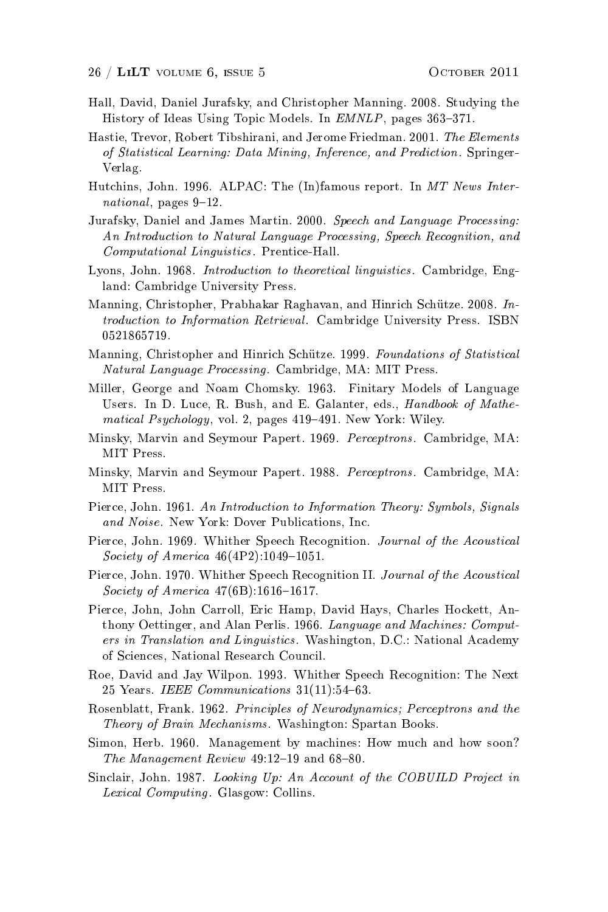Hall, David, Daniel Jurafsky, and Christopher Manning. 2008. Studying the History of Ideas Using Topic Models. In *EMNLP*, pages 363–371.

Hastie, Trevor, Robert Tibshirani, and Jerome Friedman. 2001. *The Elements of Statistical Learning: Data Mining, Inference, and Prediction*. Springer-Verlag.

Hutchins, John. 1996. ALPAC: The (In)famous report. In *MT News International*, pages 9–12.

Jurafsky, Daniel and James Martin. 2000. *Speech and Language Processing: An Introduction to Natural Language Processing, Speech Recognition, and Computational Linguistics*. Prentice-Hall.

Lyons, John. 1968. *Introduction to theoretical linguistics*. Cambridge, England: Cambridge University Press.

Manning, Christopher, Prabhakar Raghavan, and Hinrich Schütze. 2008. *Introduction to Information Retrieval*. Cambridge University Press. ISBN 0521865719.

Manning, Christopher and Hinrich Schütze. 1999. *Foundations of Statistical Natural Language Processing*. Cambridge, MA: MIT Press.

Miller, George and Noam Chomsky. 1963. Finitary Models of Language Users. In D. Luce, R. Bush, and E. Galanter, eds., *Handbook of Mathematical Psychology*, vol. 2, pages 419–491. New York: Wiley.

Minsky, Marvin and Seymour Papert. 1969. *Perceptrons*. Cambridge, MA: MIT Press.

Minsky, Marvin and Seymour Papert. 1988. *Perceptrons*. Cambridge, MA: MIT Press.

Pierce, John. 1961. *An Introduction to Information Theory: Symbols, Signals and Noise*. New York: Dover Publications, Inc.

Pierce, John. 1969. Whither Speech Recognition. *Journal of the Acoustical Society of America* 46(4P2):1049–1051.

Pierce, John. 1970. Whither Speech Recognition II. *Journal of the Acoustical Society of America* 47(6B):1616–1617.

Pierce, John, John Carroll, Eric Hamp, David Hays, Charles Hockett, Anthony Oettinger, and Alan Perlis. 1966. *Language and Machines: Computers in Translation and Linguistics*. Washington, D.C.: National Academy of Sciences, National Research Council.

Roe, David and Jay Wilpon. 1993. Whither Speech Recognition: The Next 25 Years. *IEEE Communications* 31(11):54–63.

Rosenblatt, Frank. 1962. *Principles of Neurodynamics; Perceptrons and the Theory of Brain Mechanisms*. Washington: Spartan Books.

Simon, Herb. 1960. Management by machines: How much and how soon? *The Management Review* 49:12–19 and 68–80.

Sinclair, John. 1987. *Looking Up: An Account of the COBUILD Project in Lexical Computing*. Glasgow: Collins.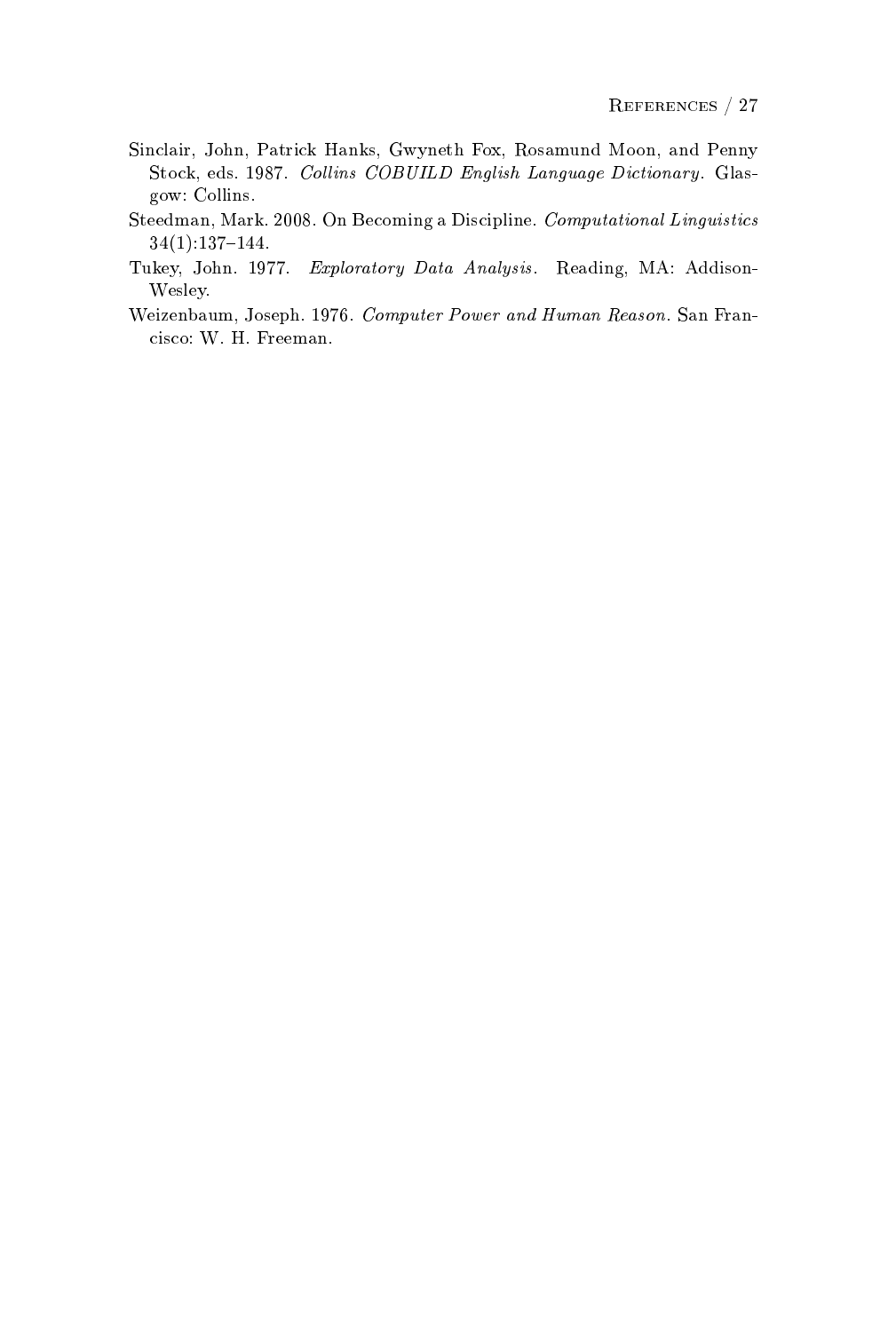Sinclair, John, Patrick Hanks, Gwyneth Fox, Rosamund Moon, and Penny Stock, eds. 1987. *Collins COBUILD English Language Dictionary*. Glasgow: Collins.

Steedman, Mark. 2008. On Becoming a Discipline. *Computational Linguistics* 34(1):137–144.

Tukey, John. 1977. *Exploratory Data Analysis*. Reading, MA: Addison-Wesley.

Weizenbaum, Joseph. 1976. *Computer Power and Human Reason*. San Francisco: W. H. Freeman.